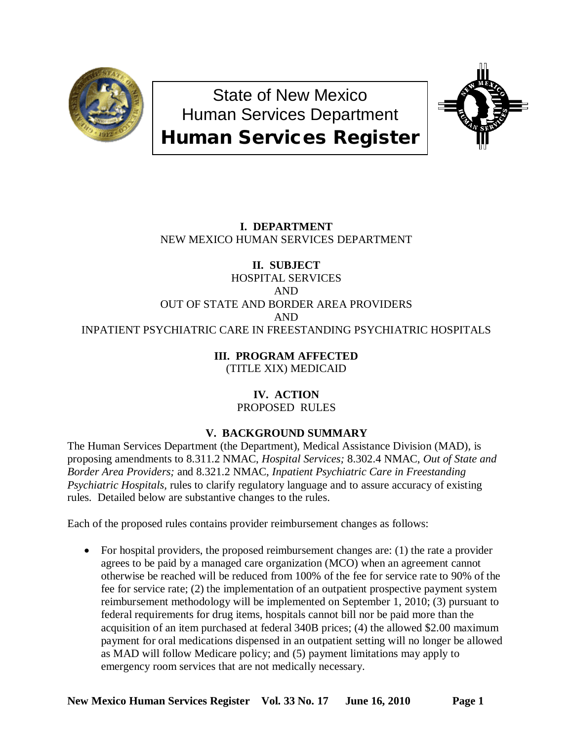# State of New Mexico
# Human Services Department
# Human Services Register

### I. DEPARTMENT

NEW MEXICO HUMAN SERVICES DEPARTMENT

### II. SUBJECT

HOSPITAL SERVICES
AND
OUT OF STATE AND BORDER AREA PROVIDERS
AND
INPATIENT PSYCHIATRIC CARE IN FREESTANDING PSYCHIATRIC HOSPITALS

### III. PROGRAM AFFECTED

(TITLE XIX) MEDICAID

### IV. ACTION

PROPOSED RULES

### V. BACKGROUND SUMMARY

The Human Services Department (the Department), Medical Assistance Division (MAD), is proposing amendments to 8.311.2 NMAC, *Hospital Services;* 8.302.4 NMAC, *Out of State and Border Area Providers;* and 8.321.2 NMAC, *Inpatient Psychiatric Care in Freestanding Psychiatric Hospitals,* rules to clarify regulatory language and to assure accuracy of existing rules. Detailed below are substantive changes to the rules.

Each of the proposed rules contains provider reimbursement changes as follows:

- For hospital providers, the proposed reimbursement changes are: (1) the rate a provider agrees to be paid by a managed care organization (MCO) when an agreement cannot otherwise be reached will be reduced from 100% of the fee for service rate to 90% of the fee for service rate; (2) the implementation of an outpatient prospective payment system reimbursement methodology will be implemented on September 1, 2010; (3) pursuant to federal requirements for drug items, hospitals cannot bill nor be paid more than the acquisition of an item purchased at federal 340B prices; (4) the allowed $2.00 maximum payment for oral medications dispensed in an outpatient setting will no longer be allowed as MAD will follow Medicare policy; and (5) payment limitations may apply to emergency room services that are not medically necessary.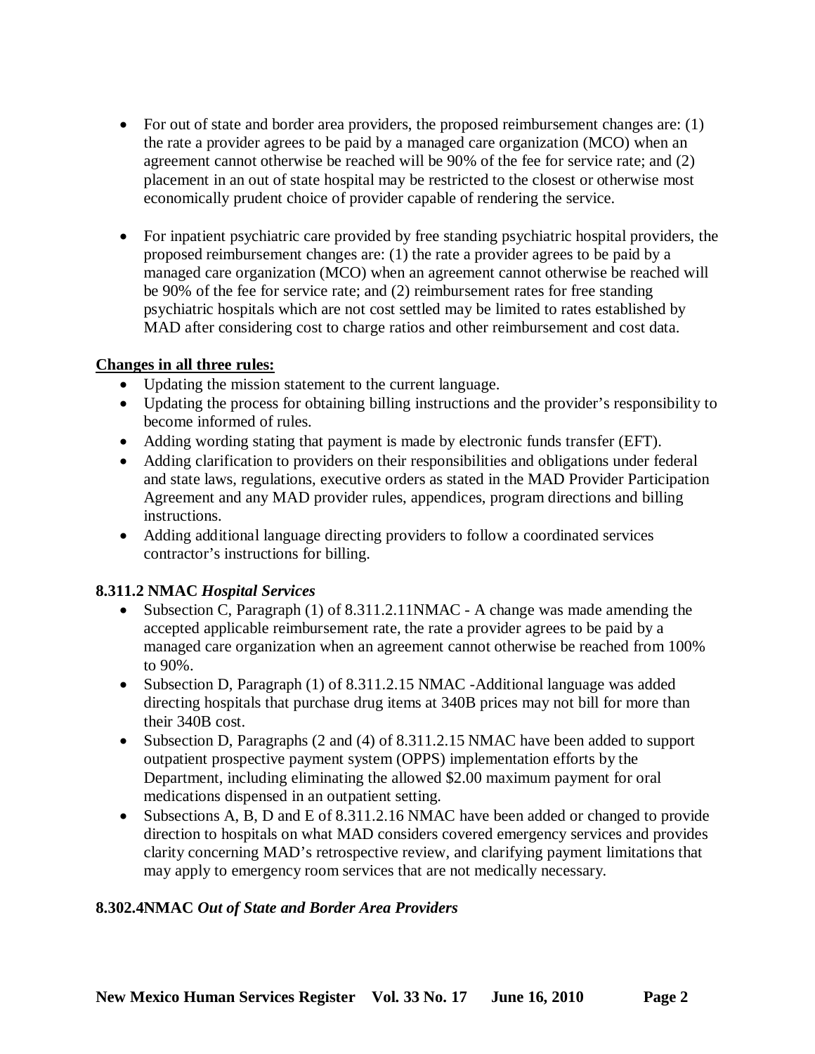- For out of state and border area providers, the proposed reimbursement changes are: (1) the rate a provider agrees to be paid by a managed care organization (MCO) when an agreement cannot otherwise be reached will be 90% of the fee for service rate; and (2) placement in an out of state hospital may be restricted to the closest or otherwise most economically prudent choice of provider capable of rendering the service.

- For inpatient psychiatric care provided by free standing psychiatric hospital providers, the proposed reimbursement changes are: (1) the rate a provider agrees to be paid by a managed care organization (MCO) when an agreement cannot otherwise be reached will be 90% of the fee for service rate; and (2) reimbursement rates for free standing psychiatric hospitals which are not cost settled may be limited to rates established by MAD after considering cost to charge ratios and other reimbursement and cost data.

**Changes in all three rules:**

- Updating the mission statement to the current language.
- Updating the process for obtaining billing instructions and the provider's responsibility to become informed of rules.
- Adding wording stating that payment is made by electronic funds transfer (EFT).
- Adding clarification to providers on their responsibilities and obligations under federal and state laws, regulations, executive orders as stated in the MAD Provider Participation Agreement and any MAD provider rules, appendices, program directions and billing instructions.
- Adding additional language directing providers to follow a coordinated services contractor's instructions for billing.

**8.311.2 NMAC** ***Hospital Services***

- Subsection C, Paragraph (1) of 8.311.2.11NMAC - A change was made amending the accepted applicable reimbursement rate, the rate a provider agrees to be paid by a managed care organization when an agreement cannot otherwise be reached from 100% to 90%.
- Subsection D, Paragraph (1) of 8.311.2.15 NMAC -Additional language was added directing hospitals that purchase drug items at 340B prices may not bill for more than their 340B cost.
- Subsection D, Paragraphs (2 and (4) of 8.311.2.15 NMAC have been added to support outpatient prospective payment system (OPPS) implementation efforts by the Department, including eliminating the allowed $2.00 maximum payment for oral medications dispensed in an outpatient setting.
- Subsections A, B, D and E of 8.311.2.16 NMAC have been added or changed to provide direction to hospitals on what MAD considers covered emergency services and provides clarity concerning MAD's retrospective review, and clarifying payment limitations that may apply to emergency room services that are not medically necessary.

**8.302.4NMAC** ***Out of State and Border Area Providers***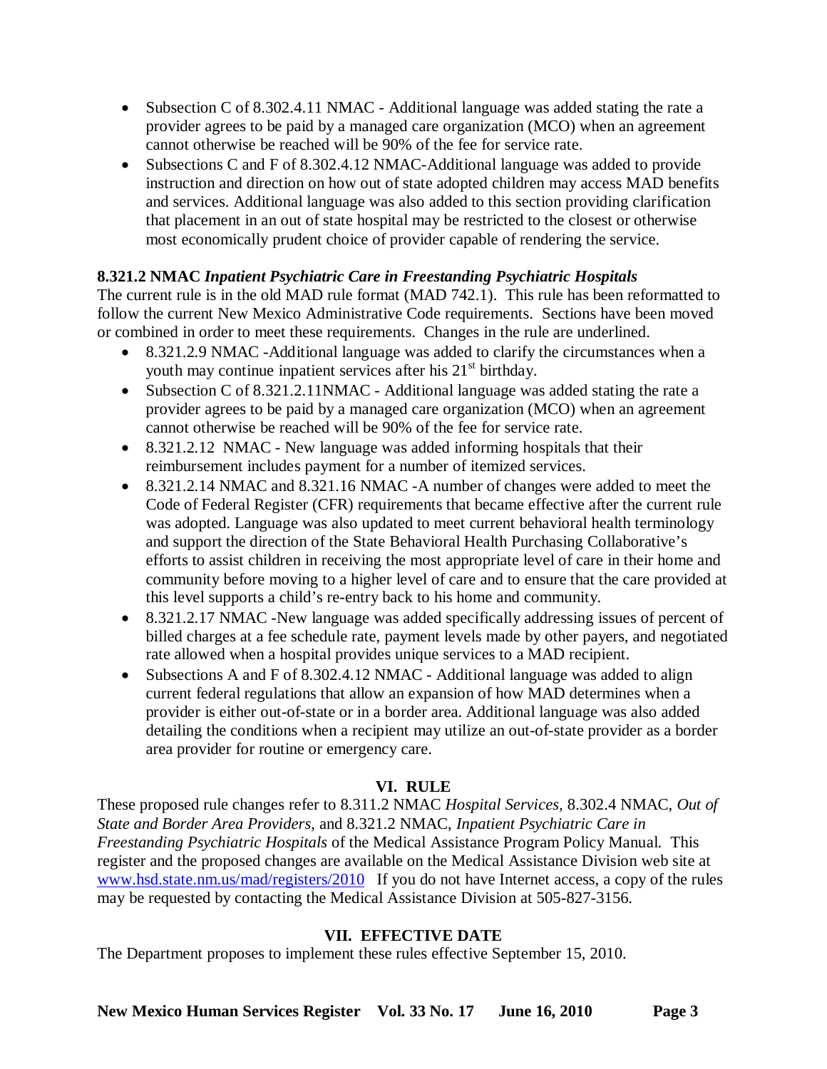- Subsection C of 8.302.4.11 NMAC - Additional language was added stating the rate a provider agrees to be paid by a managed care organization (MCO) when an agreement cannot otherwise be reached will be 90% of the fee for service rate.
- Subsections C and F of 8.302.4.12 NMAC-Additional language was added to provide instruction and direction on how out of state adopted children may access MAD benefits and services. Additional language was also added to this section providing clarification that placement in an out of state hospital may be restricted to the closest or otherwise most economically prudent choice of provider capable of rendering the service.

**8.321.2 NMAC *Inpatient Psychiatric Care in Freestanding Psychiatric Hospitals***

The current rule is in the old MAD rule format (MAD 742.1). This rule has been reformatted to follow the current New Mexico Administrative Code requirements. Sections have been moved or combined in order to meet these requirements. Changes in the rule are underlined.

- 8.321.2.9 NMAC -Additional language was added to clarify the circumstances when a youth may continue inpatient services after his 21st birthday.
- Subsection C of 8.321.2.11NMAC - Additional language was added stating the rate a provider agrees to be paid by a managed care organization (MCO) when an agreement cannot otherwise be reached will be 90% of the fee for service rate.
- 8.321.2.12 NMAC - New language was added informing hospitals that their reimbursement includes payment for a number of itemized services.
- 8.321.2.14 NMAC and 8.321.16 NMAC -A number of changes were added to meet the Code of Federal Register (CFR) requirements that became effective after the current rule was adopted. Language was also updated to meet current behavioral health terminology and support the direction of the State Behavioral Health Purchasing Collaborative's efforts to assist children in receiving the most appropriate level of care in their home and community before moving to a higher level of care and to ensure that the care provided at this level supports a child's re-entry back to his home and community.
- 8.321.2.17 NMAC -New language was added specifically addressing issues of percent of billed charges at a fee schedule rate, payment levels made by other payers, and negotiated rate allowed when a hospital provides unique services to a MAD recipient.
- Subsections A and F of 8.302.4.12 NMAC - Additional language was added to align current federal regulations that allow an expansion of how MAD determines when a provider is either out-of-state or in a border area. Additional language was also added detailing the conditions when a recipient may utilize an out-of-state provider as a border area provider for routine or emergency care.

## VI. RULE

These proposed rule changes refer to 8.311.2 NMAC *Hospital Services*, 8.302.4 NMAC, *Out of State and Border Area Providers*, and 8.321.2 NMAC, *Inpatient Psychiatric Care in Freestanding Psychiatric Hospitals* of the Medical Assistance Program Policy Manual. This register and the proposed changes are available on the Medical Assistance Division web site at www.hsd.state.nm.us/mad/registers/2010 If you do not have Internet access, a copy of the rules may be requested by contacting the Medical Assistance Division at 505-827-3156.

## VII. EFFECTIVE DATE

The Department proposes to implement these rules effective September 15, 2010.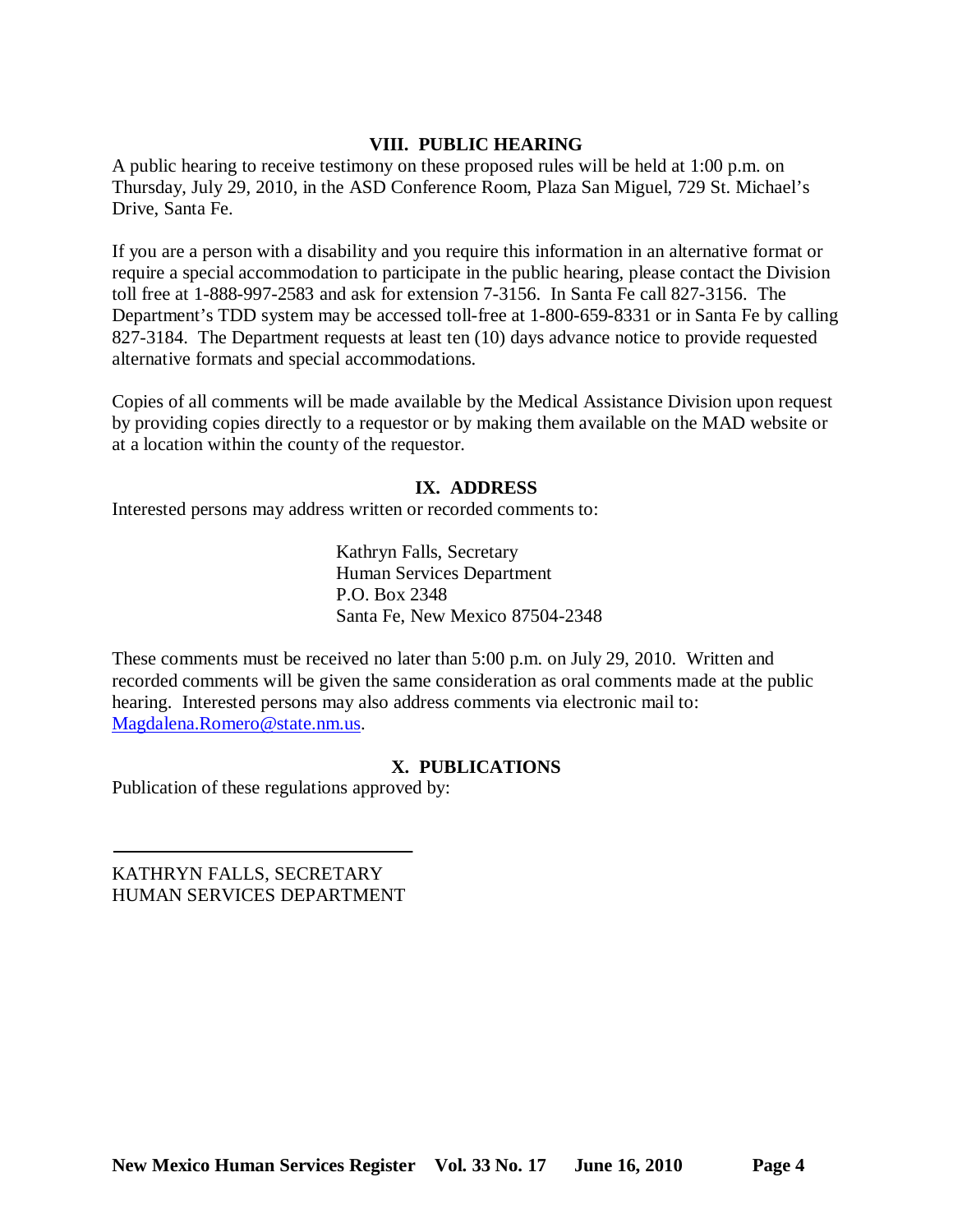## VIII. PUBLIC HEARING

A public hearing to receive testimony on these proposed rules will be held at 1:00 p.m. on Thursday, July 29, 2010, in the ASD Conference Room, Plaza San Miguel, 729 St. Michael's Drive, Santa Fe.

If you are a person with a disability and you require this information in an alternative format or require a special accommodation to participate in the public hearing, please contact the Division toll free at 1-888-997-2583 and ask for extension 7-3156. In Santa Fe call 827-3156. The Department's TDD system may be accessed toll-free at 1-800-659-8331 or in Santa Fe by calling 827-3184. The Department requests at least ten (10) days advance notice to provide requested alternative formats and special accommodations.

Copies of all comments will be made available by the Medical Assistance Division upon request by providing copies directly to a requestor or by making them available on the MAD website or at a location within the county of the requestor.

## IX. ADDRESS

Interested persons may address written or recorded comments to:

Kathryn Falls, Secretary
Human Services Department
P.O. Box 2348
Santa Fe, New Mexico 87504-2348

These comments must be received no later than 5:00 p.m. on July 29, 2010. Written and recorded comments will be given the same consideration as oral comments made at the public hearing. Interested persons may also address comments via electronic mail to: Magdalena.Romero@state.nm.us.

## X. PUBLICATIONS

Publication of these regulations approved by:

\_\_\_\_\_\_\_\_\_\_\_\_\_\_\_\_\_\_\_\_\_\_\_\_\_\_\_\_\_\_\_\_

KATHRYN FALLS, SECRETARY
HUMAN SERVICES DEPARTMENT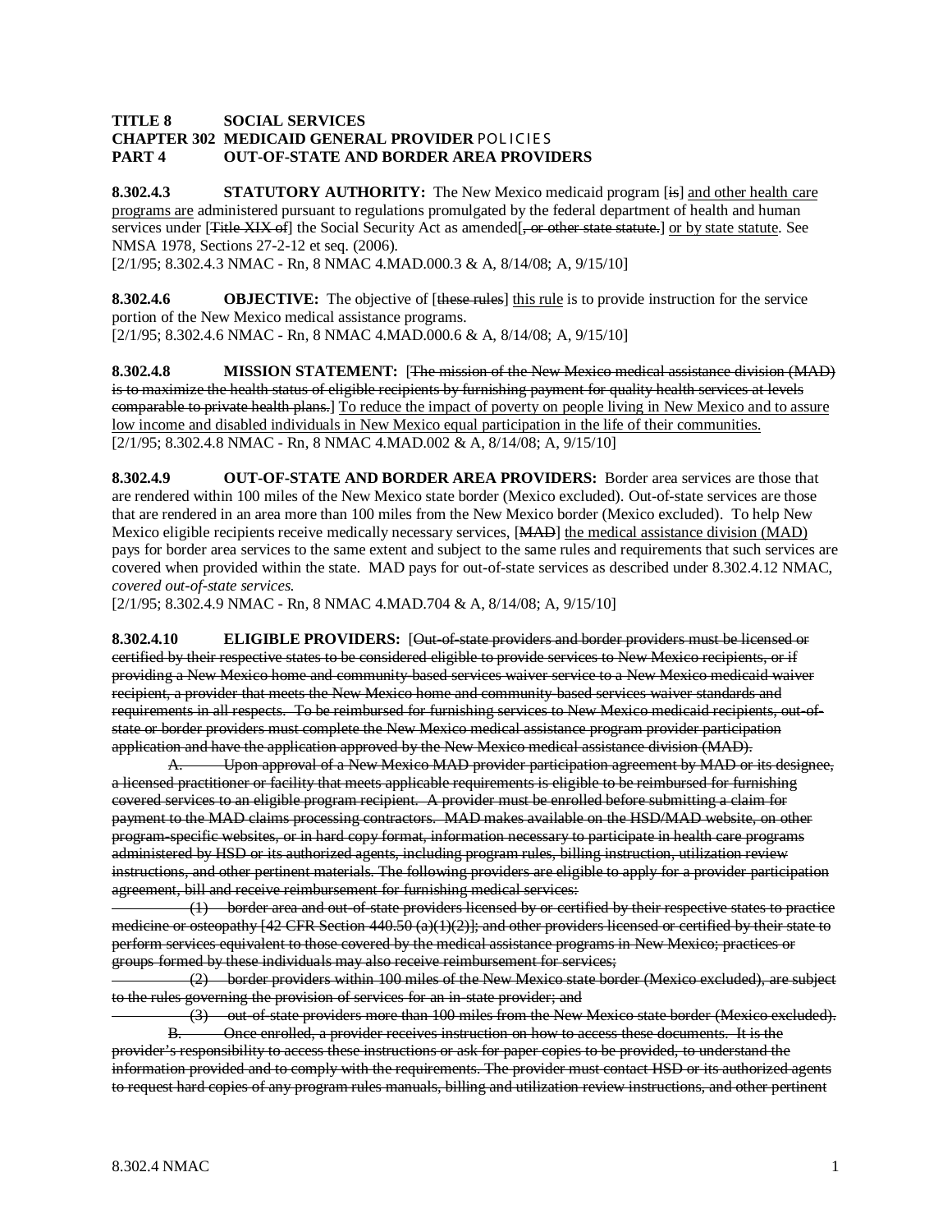**TITLE 8 SOCIAL SERVICES**
**CHAPTER 302 MEDICAID GENERAL PROVIDER POLICIES**
**PART 4 OUT-OF-STATE AND BORDER AREA PROVIDERS**

**8.302.4.3 STATUTORY AUTHORITY:** The New Mexico medicaid program [~~is~~] <u>and other health care programs are</u> administered pursuant to regulations promulgated by the federal department of health and human services under [~~Title XIX of~~] the Social Security Act as amended[~~, or other state statute.~~] <u>or by state statute</u>. See NMSA 1978, Sections 27-2-12 et seq. (2006).
[2/1/95; 8.302.4.3 NMAC - Rn, 8 NMAC 4.MAD.000.3 & A, 8/14/08; A, 9/15/10]

**8.302.4.6 OBJECTIVE:** The objective of [~~these rules~~] <u>this rule</u> is to provide instruction for the service portion of the New Mexico medical assistance programs.
[2/1/95; 8.302.4.6 NMAC - Rn, 8 NMAC 4.MAD.000.6 & A, 8/14/08; A, 9/15/10]

**8.302.4.8 MISSION STATEMENT:** [~~The mission of the New Mexico medical assistance division (MAD) is to maximize the health status of eligible recipients by furnishing payment for quality health services at levels comparable to private health plans.~~] <u>To reduce the impact of poverty on people living in New Mexico and to assure low income and disabled individuals in New Mexico equal participation in the life of their communities.</u>
[2/1/95; 8.302.4.8 NMAC - Rn, 8 NMAC 4.MAD.002 & A, 8/14/08; A, 9/15/10]

**8.302.4.9 OUT-OF-STATE AND BORDER AREA PROVIDERS:** Border area services are those that are rendered within 100 miles of the New Mexico state border (Mexico excluded). Out-of-state services are those that are rendered in an area more than 100 miles from the New Mexico border (Mexico excluded). To help New Mexico eligible recipients receive medically necessary services, [~~MAD~~] <u>the medical assistance division (MAD)</u> pays for border area services to the same extent and subject to the same rules and requirements that such services are covered when provided within the state. MAD pays for out-of-state services as described under 8.302.4.12 NMAC, *covered out-of-state services*.
[2/1/95; 8.302.4.9 NMAC - Rn, 8 NMAC 4.MAD.704 & A, 8/14/08; A, 9/15/10]

**8.302.4.10 ELIGIBLE PROVIDERS:** [~~Out-of-state providers and border providers must be licensed or certified by their respective states to be considered eligible to provide services to New Mexico recipients, or if providing a New Mexico home and community-based services waiver service to a New Mexico medicaid waiver recipient, a provider that meets the New Mexico home and community-based services waiver standards and requirements in all respects. To be reimbursed for furnishing services to New Mexico medicaid recipients, out-of-state or border providers must complete the New Mexico medical assistance program provider participation application and have the application approved by the New Mexico medical assistance division (MAD).~~]

~~A. Upon approval of a New Mexico MAD provider participation agreement by MAD or its designee, a licensed practitioner or facility that meets applicable requirements is eligible to be reimbursed for furnishing covered services to an eligible program recipient. A provider must be enrolled before submitting a claim for payment to the MAD claims processing contractors. MAD makes available on the HSD/MAD website, on other program-specific websites, or in hard copy format, information necessary to participate in health care programs administered by HSD or its authorized agents, including program rules, billing instruction, utilization review instructions, and other pertinent materials. The following providers are eligible to apply for a provider participation agreement, bill and receive reimbursement for furnishing medical services:~~

~~(1) border area and out-of-state providers licensed by or certified by their respective states to practice medicine or osteopathy [42 CFR Section 440.50 (a)(1)(2)]; and other providers licensed or certified by their state to perform services equivalent to those covered by the medical assistance programs in New Mexico; practices or groups formed by these individuals may also receive reimbursement for services;~~

~~(2) border providers within 100 miles of the New Mexico state border (Mexico excluded), are subject to the rules governing the provision of services for an in-state provider; and~~

~~(3) out-of-state providers more than 100 miles from the New Mexico state border (Mexico excluded).~~

~~B. Once enrolled, a provider receives instruction on how to access these documents. It is the provider's responsibility to access these instructions or ask for paper copies to be provided, to understand the information provided and to comply with the requirements. The provider must contact HSD or its authorized agents to request hard copies of any program rules manuals, billing and utilization review instructions, and other pertinent~~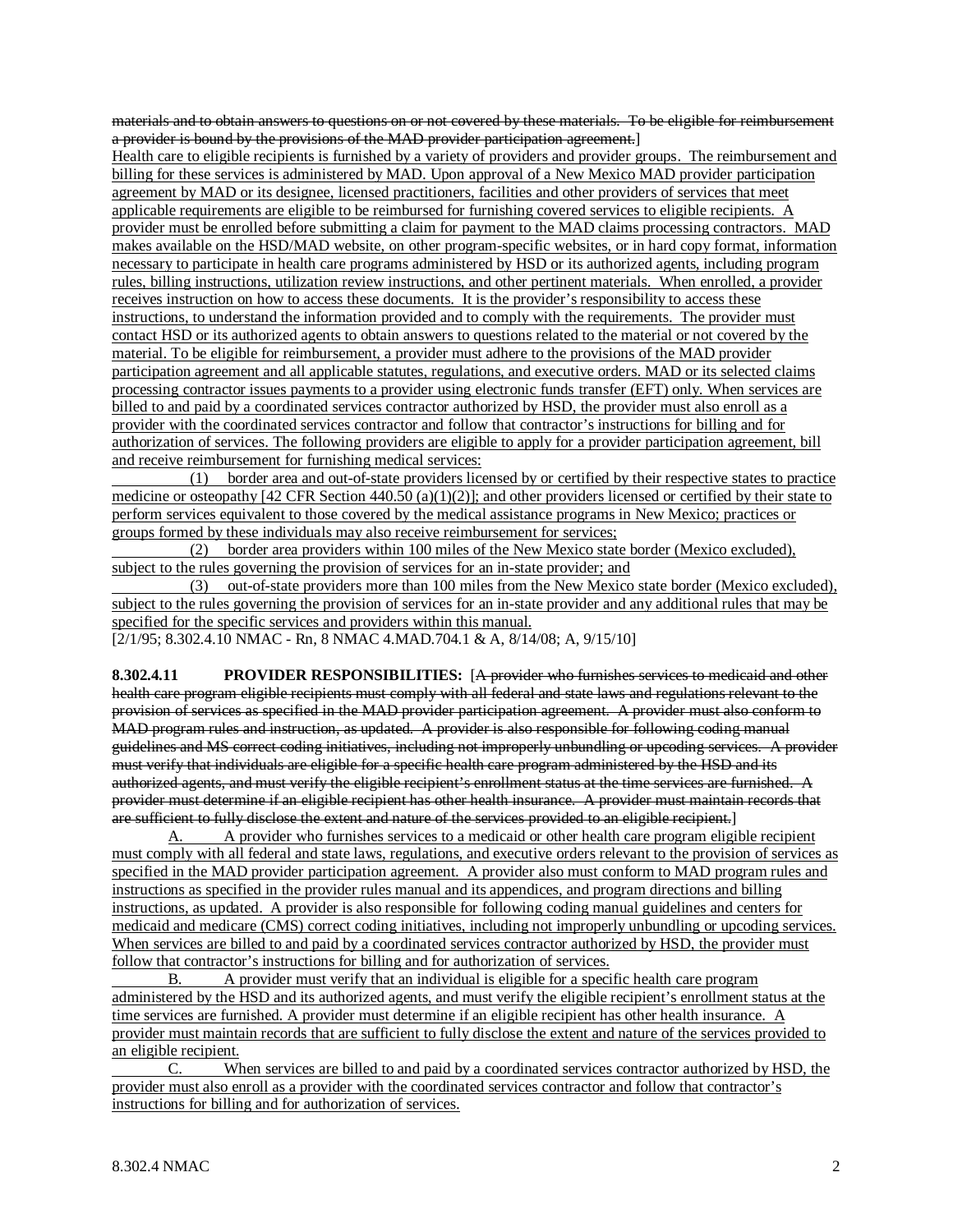materials and to obtain answers to questions on or not covered by these materials. To be eligible for reimbursement a provider is bound by the provisions of the MAD provider participation agreement.]

Health care to eligible recipients is furnished by a variety of providers and provider groups. The reimbursement and billing for these services is administered by MAD. Upon approval of a New Mexico MAD provider participation agreement by MAD or its designee, licensed practitioners, facilities and other providers of services that meet applicable requirements are eligible to be reimbursed for furnishing covered services to eligible recipients. A provider must be enrolled before submitting a claim for payment to the MAD claims processing contractors. MAD makes available on the HSD/MAD website, on other program-specific websites, or in hard copy format, information necessary to participate in health care programs administered by HSD or its authorized agents, including program rules, billing instructions, utilization review instructions, and other pertinent materials. When enrolled, a provider receives instruction on how to access these documents. It is the provider's responsibility to access these instructions, to understand the information provided and to comply with the requirements. The provider must contact HSD or its authorized agents to obtain answers to questions related to the material or not covered by the material. To be eligible for reimbursement, a provider must adhere to the provisions of the MAD provider participation agreement and all applicable statutes, regulations, and executive orders. MAD or its selected claims processing contractor issues payments to a provider using electronic funds transfer (EFT) only. When services are billed to and paid by a coordinated services contractor authorized by HSD, the provider must also enroll as a provider with the coordinated services contractor and follow that contractor's instructions for billing and for authorization of services. The following providers are eligible to apply for a provider participation agreement, bill and receive reimbursement for furnishing medical services:

(1) border area and out-of-state providers licensed by or certified by their respective states to practice medicine or osteopathy [42 CFR Section 440.50 (a)(1)(2)]; and other providers licensed or certified by their state to perform services equivalent to those covered by the medical assistance programs in New Mexico; practices or groups formed by these individuals may also receive reimbursement for services;

(2) border area providers within 100 miles of the New Mexico state border (Mexico excluded), subject to the rules governing the provision of services for an in-state provider; and

(3) out-of-state providers more than 100 miles from the New Mexico state border (Mexico excluded), subject to the rules governing the provision of services for an in-state provider and any additional rules that may be specified for the specific services and providers within this manual.

[2/1/95; 8.302.4.10 NMAC - Rn, 8 NMAC 4.MAD.704.1 & A, 8/14/08; A, 9/15/10]

**8.302.4.11 PROVIDER RESPONSIBILITIES:** [A provider who furnishes services to medicaid and other health care program eligible recipients must comply with all federal and state laws and regulations relevant to the provision of services as specified in the MAD provider participation agreement. A provider must also conform to MAD program rules and instruction, as updated. A provider is also responsible for following coding manual guidelines and MS correct coding initiatives, including not improperly unbundling or upcoding services. A provider must verify that individuals are eligible for a specific health care program administered by the HSD and its authorized agents, and must verify the eligible recipient's enrollment status at the time services are furnished. A provider must determine if an eligible recipient has other health insurance. A provider must maintain records that are sufficient to fully disclose the extent and nature of the services provided to an eligible recipient.]

A. A provider who furnishes services to a medicaid or other health care program eligible recipient must comply with all federal and state laws, regulations, and executive orders relevant to the provision of services as specified in the MAD provider participation agreement. A provider also must conform to MAD program rules and instructions as specified in the provider rules manual and its appendices, and program directions and billing instructions, as updated. A provider is also responsible for following coding manual guidelines and centers for medicaid and medicare (CMS) correct coding initiatives, including not improperly unbundling or upcoding services. When services are billed to and paid by a coordinated services contractor authorized by HSD, the provider must follow that contractor's instructions for billing and for authorization of services.

B. A provider must verify that an individual is eligible for a specific health care program administered by the HSD and its authorized agents, and must verify the eligible recipient's enrollment status at the time services are furnished. A provider must determine if an eligible recipient has other health insurance. A provider must maintain records that are sufficient to fully disclose the extent and nature of the services provided to an eligible recipient.

C. When services are billed to and paid by a coordinated services contractor authorized by HSD, the provider must also enroll as a provider with the coordinated services contractor and follow that contractor's instructions for billing and for authorization of services.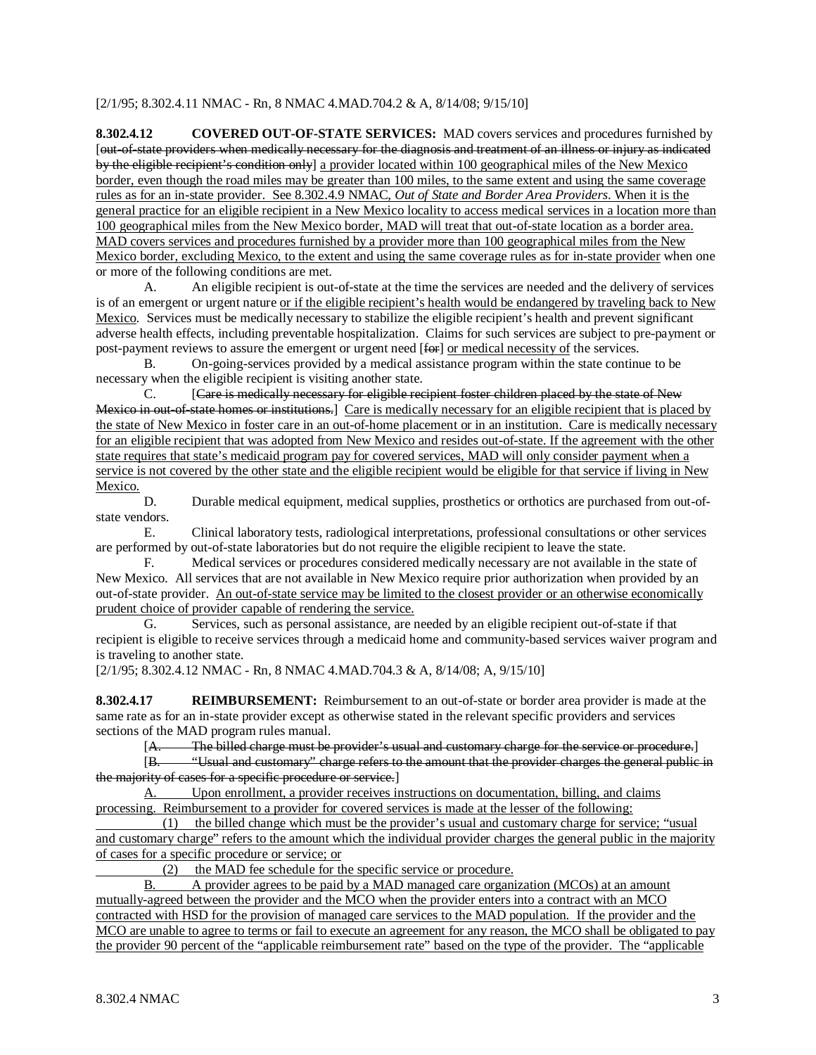[2/1/95; 8.302.4.11 NMAC - Rn, 8 NMAC 4.MAD.704.2 & A, 8/14/08; 9/15/10]

**8.302.4.12 COVERED OUT-OF-STATE SERVICES:** MAD covers services and procedures furnished by [~~out-of-state providers when medically necessary for the diagnosis and treatment of an illness or injury as indicated by the eligible recipient's condition only~~] <u>a provider located within 100 geographical miles of the New Mexico border, even though the road miles may be greater than 100 miles, to the same extent and using the same coverage rules as for an in-state provider. See 8.302.4.9 NMAC, *Out of State and Border Area Providers*. When it is the general practice for an eligible recipient in a New Mexico locality to access medical services in a location more than 100 geographical miles from the New Mexico border, MAD will treat that out-of-state location as a border area. MAD covers services and procedures furnished by a provider more than 100 geographical miles from the New Mexico border, excluding Mexico, to the extent and using the same coverage rules as for in-state provider</u> when one or more of the following conditions are met.

A. An eligible recipient is out-of-state at the time the services are needed and the delivery of services is of an emergent or urgent nature <u>or if the eligible recipient's health would be endangered by traveling back to New Mexico</u>. Services must be medically necessary to stabilize the eligible recipient's health and prevent significant adverse health effects, including preventable hospitalization. Claims for such services are subject to pre-payment or post-payment reviews to assure the emergent or urgent need [~~for~~] <u>or medical necessity of</u> the services.

B. On-going-services provided by a medical assistance program within the state continue to be necessary when the eligible recipient is visiting another state.

C. [~~Care is medically necessary for eligible recipient foster children placed by the state of New Mexico in out-of-state homes or institutions.~~] <u>Care is medically necessary for an eligible recipient that is placed by the state of New Mexico in foster care in an out-of-home placement or in an institution. Care is medically necessary for an eligible recipient that was adopted from New Mexico and resides out-of-state. If the agreement with the other state requires that state's medicaid program pay for covered services, MAD will only consider payment when a service is not covered by the other state and the eligible recipient would be eligible for that service if living in New Mexico.</u>

D. Durable medical equipment, medical supplies, prosthetics or orthotics are purchased from out-of-state vendors.

E. Clinical laboratory tests, radiological interpretations, professional consultations or other services are performed by out-of-state laboratories but do not require the eligible recipient to leave the state.

F. Medical services or procedures considered medically necessary are not available in the state of New Mexico. All services that are not available in New Mexico require prior authorization when provided by an out-of-state provider. <u>An out-of-state service may be limited to the closest provider or an otherwise economically prudent choice of provider capable of rendering the service.</u>

G. Services, such as personal assistance, are needed by an eligible recipient out-of-state if that recipient is eligible to receive services through a medicaid home and community-based services waiver program and is traveling to another state.

[2/1/95; 8.302.4.12 NMAC - Rn, 8 NMAC 4.MAD.704.3 & A, 8/14/08; A, 9/15/10]

**8.302.4.17 REIMBURSEMENT:** Reimbursement to an out-of-state or border area provider is made at the same rate as for an in-state provider except as otherwise stated in the relevant specific providers and services sections of the MAD program rules manual.

[~~A. The billed charge must be provider's usual and customary charge for the service or procedure.~~]

[~~B. "Usual and customary" charge refers to the amount that the provider charges the general public in the majority of cases for a specific procedure or service.~~]

<u>A. Upon enrollment, a provider receives instructions on documentation, billing, and claims processing. Reimbursement to a provider for covered services is made at the lesser of the following:</u>

<u>(1) the billed change which must be the provider's usual and customary charge for service; "usual and customary charge" refers to the amount which the individual provider charges the general public in the majority of cases for a specific procedure or service; or</u>

<u>(2) the MAD fee schedule for the specific service or procedure.</u>

<u>B. A provider agrees to be paid by a MAD managed care organization (MCOs) at an amount mutually-agreed between the provider and the MCO when the provider enters into a contract with an MCO contracted with HSD for the provision of managed care services to the MAD population. If the provider and the MCO are unable to agree to terms or fail to execute an agreement for any reason, the MCO shall be obligated to pay the provider 90 percent of the "applicable reimbursement rate" based on the type of the provider. The "applicable</u>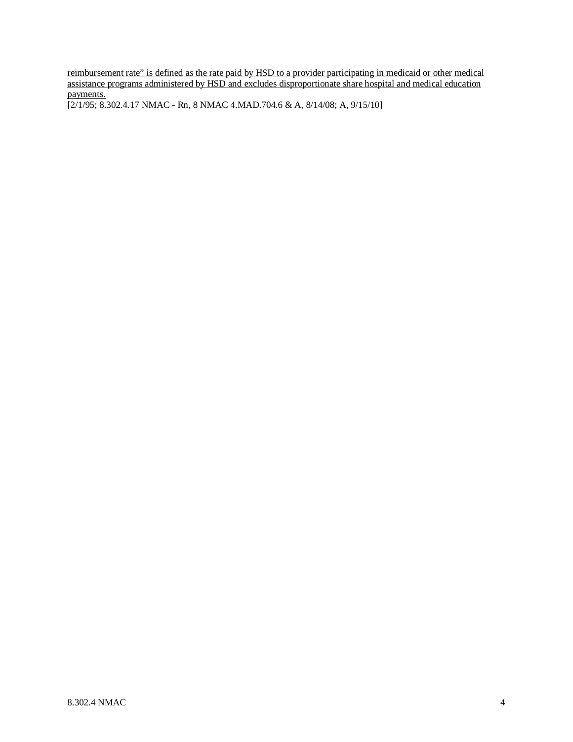reimbursement rate" is defined as the rate paid by HSD to a provider participating in medicaid or other medical assistance programs administered by HSD and excludes disproportionate share hospital and medical education payments.

[2/1/95; 8.302.4.17 NMAC - Rn, 8 NMAC 4.MAD.704.6 & A, 8/14/08; A, 9/15/10]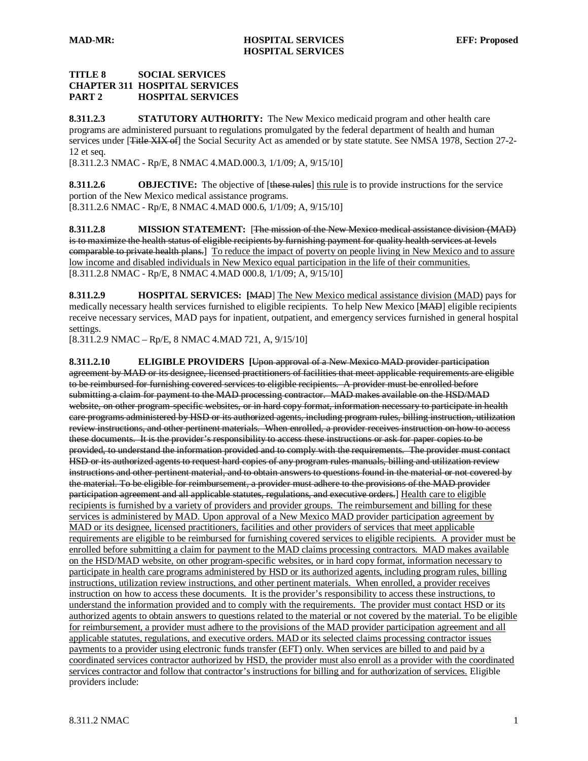**TITLE 8 SOCIAL SERVICES**
**CHAPTER 311 HOSPITAL SERVICES**
**PART 2 HOSPITAL SERVICES**

**8.311.2.3 STATUTORY AUTHORITY:** The New Mexico medicaid program and other health care programs are administered pursuant to regulations promulgated by the federal department of health and human services under [~~Title XIX of~~] the Social Security Act as amended or by state statute. See NMSA 1978, Section 27-2-12 et seq.
[8.311.2.3 NMAC - Rp/E, 8 NMAC 4.MAD.000.3, 1/1/09; A, 9/15/10]

**8.311.2.6 OBJECTIVE:** The objective of [~~these rules~~] <u>this rule</u> is to provide instructions for the service portion of the New Mexico medical assistance programs.
[8.311.2.6 NMAC - Rp/E, 8 NMAC 4.MAD 000.6, 1/1/09; A, 9/15/10]

**8.311.2.8 MISSION STATEMENT:** [~~The mission of the New Mexico medical assistance division (MAD) is to maximize the health status of eligible recipients by furnishing payment for quality health services at levels comparable to private health plans.~~] <u>To reduce the impact of poverty on people living in New Mexico and to assure low income and disabled individuals in New Mexico equal participation in the life of their communities.</u>
[8.311.2.8 NMAC - Rp/E, 8 NMAC 4.MAD 000.8, 1/1/09; A, 9/15/10]

**8.311.2.9 HOSPITAL SERVICES:** [~~MAD~~] <u>The New Mexico medical assistance division (MAD)</u> pays for medically necessary health services furnished to eligible recipients. To help New Mexico [~~MAD~~] eligible recipients receive necessary services, MAD pays for inpatient, outpatient, and emergency services furnished in general hospital settings.
[8.311.2.9 NMAC – Rp/E, 8 NMAC 4.MAD 721, A, 9/15/10]

**8.311.2.10 ELIGIBLE PROVIDERS** [~~Upon approval of a New Mexico MAD provider participation agreement by MAD or its designee, licensed practitioners of facilities that meet applicable requirements are eligible to be reimbursed for furnishing covered services to eligible recipients. A provider must be enrolled before submitting a claim for payment to the MAD processing contractor. MAD makes available on the HSD/MAD website, on other program-specific websites, or in hard copy format, information necessary to participate in health care programs administered by HSD or its authorized agents, including program rules, billing instruction, utilization review instructions, and other pertinent materials. When enrolled, a provider receives instruction on how to access these documents. It is the provider's responsibility to access these instructions or ask for paper copies to be provided, to understand the information provided and to comply with the requirements. The provider must contact HSD or its authorized agents to request hard copies of any program rules manuals, billing and utilization review instructions and other pertinent material, and to obtain answers to questions found in the material or not covered by the material. To be eligible for reimbursement, a provider must adhere to the provisions of the MAD provider participation agreement and all applicable statutes, regulations, and executive orders.~~] <u>Health care to eligible recipients is furnished by a variety of providers and provider groups. The reimbursement and billing for these services is administered by MAD. Upon approval of a New Mexico MAD provider participation agreement by MAD or its designee, licensed practitioners, facilities and other providers of services that meet applicable requirements are eligible to be reimbursed for furnishing covered services to eligible recipients. A provider must be enrolled before submitting a claim for payment to the MAD claims processing contractors. MAD makes available on the HSD/MAD website, on other program-specific websites, or in hard copy format, information necessary to participate in health care programs administered by HSD or its authorized agents, including program rules, billing instructions, utilization review instructions, and other pertinent materials. When enrolled, a provider receives instruction on how to access these documents. It is the provider's responsibility to access these instructions, to understand the information provided and to comply with the requirements. The provider must contact HSD or its authorized agents to obtain answers to questions related to the material or not covered by the material. To be eligible for reimbursement, a provider must adhere to the provisions of the MAD provider participation agreement and all applicable statutes, regulations, and executive orders. MAD or its selected claims processing contractor issues payments to a provider using electronic funds transfer (EFT) only. When services are billed to and paid by a coordinated services contractor authorized by HSD, the provider must also enroll as a provider with the coordinated services contractor and follow that contractor's instructions for billing and for authorization of services.</u> Eligible providers include: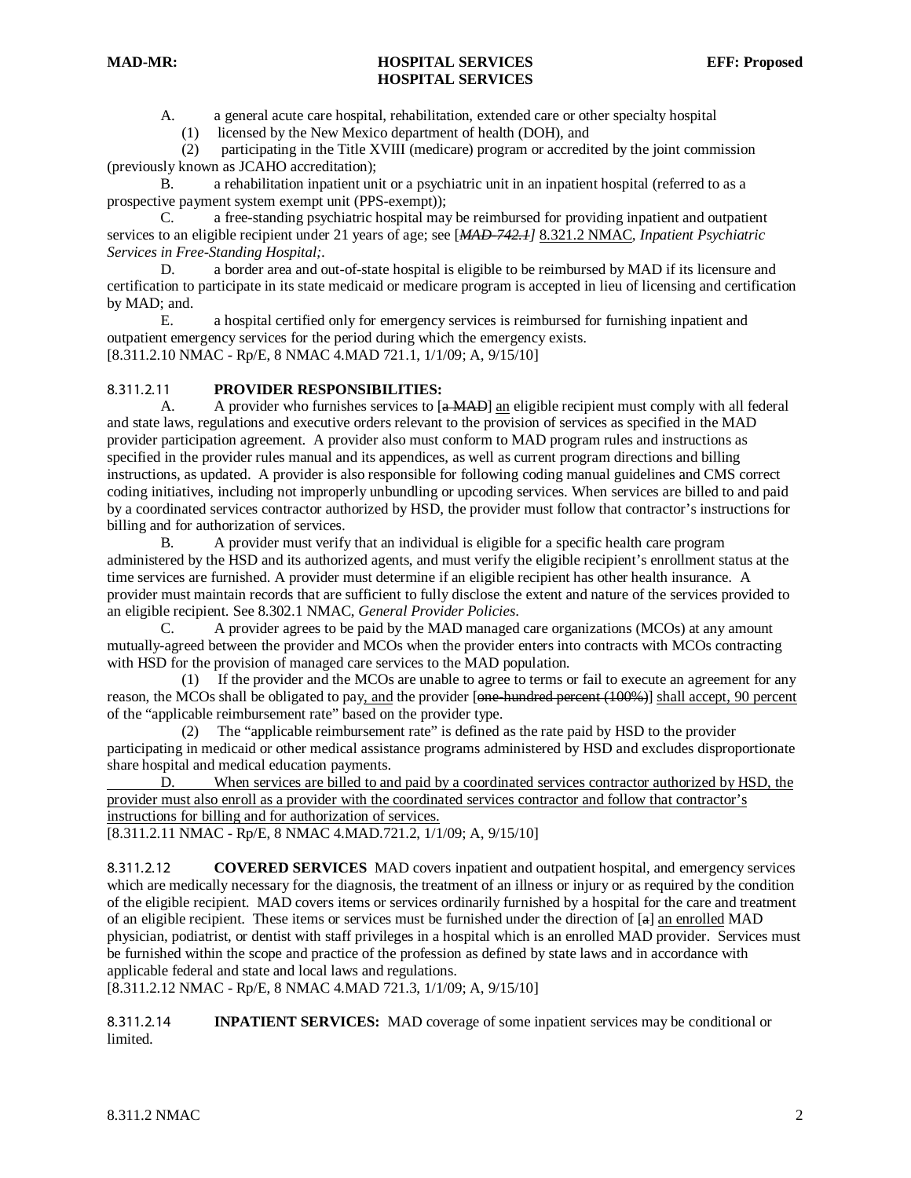A. a general acute care hospital, rehabilitation, extended care or other specialty hospital

(1) licensed by the New Mexico department of health (DOH), and

(2) participating in the Title XVIII (medicare) program or accredited by the joint commission (previously known as JCAHO accreditation);

B. a rehabilitation inpatient unit or a psychiatric unit in an inpatient hospital (referred to as a prospective payment system exempt unit (PPS-exempt));

C. a free-standing psychiatric hospital may be reimbursed for providing inpatient and outpatient services to an eligible recipient under 21 years of age; see [~~*MAD-742.1*~~] 8.321.2 NMAC, *Inpatient Psychiatric Services in Free-Standing Hospital;*.

D. a border area and out-of-state hospital is eligible to be reimbursed by MAD if its licensure and certification to participate in its state medicaid or medicare program is accepted in lieu of licensing and certification by MAD; and.

E. a hospital certified only for emergency services is reimbursed for furnishing inpatient and outpatient emergency services for the period during which the emergency exists.

[8.311.2.10 NMAC - Rp/E, 8 NMAC 4.MAD 721.1, 1/1/09; A, 9/15/10]

8.311.2.11 **PROVIDER RESPONSIBILITIES:**

A. A provider who furnishes services to [~~a MAD~~] an eligible recipient must comply with all federal and state laws, regulations and executive orders relevant to the provision of services as specified in the MAD provider participation agreement. A provider also must conform to MAD program rules and instructions as specified in the provider rules manual and its appendices, as well as current program directions and billing instructions, as updated. A provider is also responsible for following coding manual guidelines and CMS correct coding initiatives, including not improperly unbundling or upcoding services. When services are billed to and paid by a coordinated services contractor authorized by HSD, the provider must follow that contractor's instructions for billing and for authorization of services.

B. A provider must verify that an individual is eligible for a specific health care program administered by the HSD and its authorized agents, and must verify the eligible recipient's enrollment status at the time services are furnished. A provider must determine if an eligible recipient has other health insurance. A provider must maintain records that are sufficient to fully disclose the extent and nature of the services provided to an eligible recipient. See 8.302.1 NMAC, *General Provider Policies*.

C. A provider agrees to be paid by the MAD managed care organizations (MCOs) at any amount mutually-agreed between the provider and MCOs when the provider enters into contracts with MCOs contracting with HSD for the provision of managed care services to the MAD population.

(1) If the provider and the MCOs are unable to agree to terms or fail to execute an agreement for any reason, the MCOs shall be obligated to pay, and the provider [~~one-hundred percent (100%)~~] shall accept, 90 percent of the "applicable reimbursement rate" based on the provider type.

(2) The "applicable reimbursement rate" is defined as the rate paid by HSD to the provider participating in medicaid or other medical assistance programs administered by HSD and excludes disproportionate share hospital and medical education payments.

D. When services are billed to and paid by a coordinated services contractor authorized by HSD, the provider must also enroll as a provider with the coordinated services contractor and follow that contractor's instructions for billing and for authorization of services.

[8.311.2.11 NMAC - Rp/E, 8 NMAC 4.MAD.721.2, 1/1/09; A, 9/15/10]

8.311.2.12 **COVERED SERVICES** MAD covers inpatient and outpatient hospital, and emergency services which are medically necessary for the diagnosis, the treatment of an illness or injury or as required by the condition of the eligible recipient. MAD covers items or services ordinarily furnished by a hospital for the care and treatment of an eligible recipient. These items or services must be furnished under the direction of [~~a~~] an enrolled MAD physician, podiatrist, or dentist with staff privileges in a hospital which is an enrolled MAD provider. Services must be furnished within the scope and practice of the profession as defined by state laws and in accordance with applicable federal and state and local laws and regulations.

[8.311.2.12 NMAC - Rp/E, 8 NMAC 4.MAD 721.3, 1/1/09; A, 9/15/10]

8.311.2.14 **INPATIENT SERVICES:** MAD coverage of some inpatient services may be conditional or limited.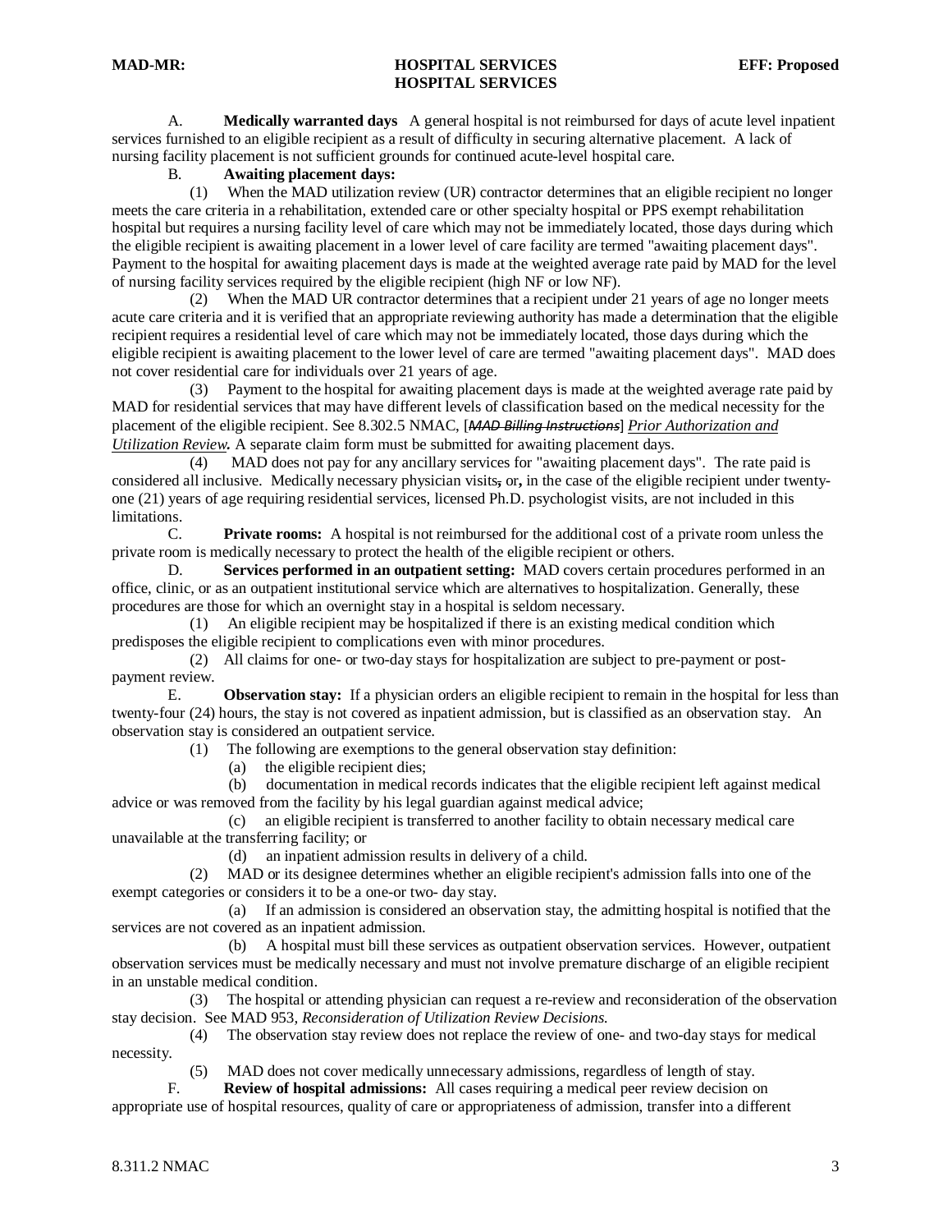A. **Medically warranted days** A general hospital is not reimbursed for days of acute level inpatient services furnished to an eligible recipient as a result of difficulty in securing alternative placement. A lack of nursing facility placement is not sufficient grounds for continued acute-level hospital care.

B. **Awaiting placement days:**

(1) When the MAD utilization review (UR) contractor determines that an eligible recipient no longer meets the care criteria in a rehabilitation, extended care or other specialty hospital or PPS exempt rehabilitation hospital but requires a nursing facility level of care which may not be immediately located, those days during which the eligible recipient is awaiting placement in a lower level of care facility are termed "awaiting placement days". Payment to the hospital for awaiting placement days is made at the weighted average rate paid by MAD for the level of nursing facility services required by the eligible recipient (high NF or low NF).

(2) When the MAD UR contractor determines that a recipient under 21 years of age no longer meets acute care criteria and it is verified that an appropriate reviewing authority has made a determination that the eligible recipient requires a residential level of care which may not be immediately located, those days during which the eligible recipient is awaiting placement to the lower level of care are termed "awaiting placement days". MAD does not cover residential care for individuals over 21 years of age.

(3) Payment to the hospital for awaiting placement days is made at the weighted average rate paid by MAD for residential services that may have different levels of classification based on the medical necessity for the placement of the eligible recipient. See 8.302.5 NMAC, [~~*MAD Billing Instructions*~~] *Prior Authorization and Utilization Review***.** A separate claim form must be submitted for awaiting placement days.

(4) MAD does not pay for any ancillary services for "awaiting placement days". The rate paid is considered all inclusive. Medically necessary physician visits~~,~~ or**,** in the case of the eligible recipient under twenty-one (21) years of age requiring residential services, licensed Ph.D. psychologist visits, are not included in this limitations.

C. **Private rooms:** A hospital is not reimbursed for the additional cost of a private room unless the private room is medically necessary to protect the health of the eligible recipient or others.

D. **Services performed in an outpatient setting:** MAD covers certain procedures performed in an office, clinic, or as an outpatient institutional service which are alternatives to hospitalization. Generally, these procedures are those for which an overnight stay in a hospital is seldom necessary.

(1) An eligible recipient may be hospitalized if there is an existing medical condition which predisposes the eligible recipient to complications even with minor procedures.

(2) All claims for one- or two-day stays for hospitalization are subject to pre-payment or post-payment review.

E. **Observation stay:** If a physician orders an eligible recipient to remain in the hospital for less than twenty-four (24) hours, the stay is not covered as inpatient admission, but is classified as an observation stay. An observation stay is considered an outpatient service.

(1) The following are exemptions to the general observation stay definition:

(a) the eligible recipient dies;

(b) documentation in medical records indicates that the eligible recipient left against medical advice or was removed from the facility by his legal guardian against medical advice;

(c) an eligible recipient is transferred to another facility to obtain necessary medical care unavailable at the transferring facility; or

(d) an inpatient admission results in delivery of a child.

(2) MAD or its designee determines whether an eligible recipient's admission falls into one of the exempt categories or considers it to be a one-or two- day stay.

(a) If an admission is considered an observation stay, the admitting hospital is notified that the services are not covered as an inpatient admission.

(b) A hospital must bill these services as outpatient observation services. However, outpatient observation services must be medically necessary and must not involve premature discharge of an eligible recipient in an unstable medical condition.

(3) The hospital or attending physician can request a re-review and reconsideration of the observation stay decision. See MAD 953, *Reconsideration of Utilization Review Decisions.*

(4) The observation stay review does not replace the review of one- and two-day stays for medical necessity.

(5) MAD does not cover medically unnecessary admissions, regardless of length of stay.

F. **Review of hospital admissions:** All cases requiring a medical peer review decision on appropriate use of hospital resources, quality of care or appropriateness of admission, transfer into a different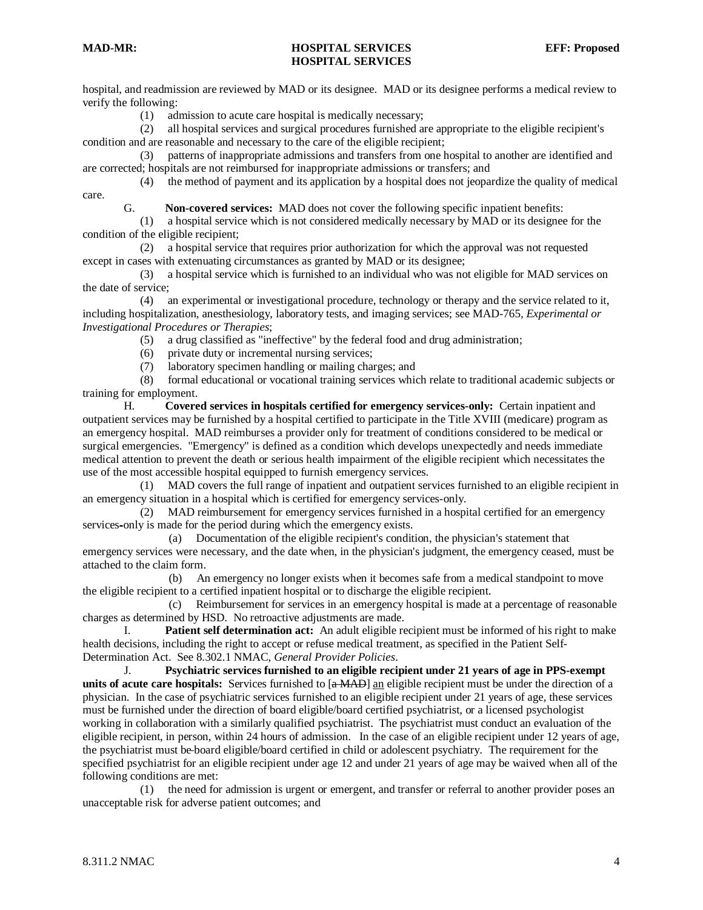hospital, and readmission are reviewed by MAD or its designee. MAD or its designee performs a medical review to verify the following:

(1) admission to acute care hospital is medically necessary;

(2) all hospital services and surgical procedures furnished are appropriate to the eligible recipient's condition and are reasonable and necessary to the care of the eligible recipient;

(3) patterns of inappropriate admissions and transfers from one hospital to another are identified and are corrected; hospitals are not reimbursed for inappropriate admissions or transfers; and

(4) the method of payment and its application by a hospital does not jeopardize the quality of medical care.

G. **Non-covered services:** MAD does not cover the following specific inpatient benefits:

(1) a hospital service which is not considered medically necessary by MAD or its designee for the condition of the eligible recipient;

(2) a hospital service that requires prior authorization for which the approval was not requested except in cases with extenuating circumstances as granted by MAD or its designee;

(3) a hospital service which is furnished to an individual who was not eligible for MAD services on the date of service;

(4) an experimental or investigational procedure, technology or therapy and the service related to it, including hospitalization, anesthesiology, laboratory tests, and imaging services; see MAD-765, *Experimental or Investigational Procedures or Therapies*;

(5) a drug classified as "ineffective" by the federal food and drug administration;

(6) private duty or incremental nursing services;

(7) laboratory specimen handling or mailing charges; and

(8) formal educational or vocational training services which relate to traditional academic subjects or training for employment.

H. **Covered services in hospitals certified for emergency services-only:** Certain inpatient and outpatient services may be furnished by a hospital certified to participate in the Title XVIII (medicare) program as an emergency hospital. MAD reimburses a provider only for treatment of conditions considered to be medical or surgical emergencies. "Emergency" is defined as a condition which develops unexpectedly and needs immediate medical attention to prevent the death or serious health impairment of the eligible recipient which necessitates the use of the most accessible hospital equipped to furnish emergency services.

(1) MAD covers the full range of inpatient and outpatient services furnished to an eligible recipient in an emergency situation in a hospital which is certified for emergency services-only.

(2) MAD reimbursement for emergency services furnished in a hospital certified for an emergency services-only is made for the period during which the emergency exists.

(a) Documentation of the eligible recipient's condition, the physician's statement that emergency services were necessary, and the date when, in the physician's judgment, the emergency ceased, must be attached to the claim form.

(b) An emergency no longer exists when it becomes safe from a medical standpoint to move the eligible recipient to a certified inpatient hospital or to discharge the eligible recipient.

(c) Reimbursement for services in an emergency hospital is made at a percentage of reasonable charges as determined by HSD. No retroactive adjustments are made.

I. **Patient self determination act:** An adult eligible recipient must be informed of his right to make health decisions, including the right to accept or refuse medical treatment, as specified in the Patient Self-Determination Act. See 8.302.1 NMAC, *General Provider Policies*.

J. **Psychiatric services furnished to an eligible recipient under 21 years of age in PPS-exempt units of acute care hospitals:** Services furnished to [~~a MAD~~] <u>an</u> eligible recipient must be under the direction of a physician. In the case of psychiatric services furnished to an eligible recipient under 21 years of age, these services must be furnished under the direction of board eligible/board certified psychiatrist, or a licensed psychologist working in collaboration with a similarly qualified psychiatrist. The psychiatrist must conduct an evaluation of the eligible recipient, in person, within 24 hours of admission. In the case of an eligible recipient under 12 years of age, the psychiatrist must be board eligible/board certified in child or adolescent psychiatry. The requirement for the specified psychiatrist for an eligible recipient under age 12 and under 21 years of age may be waived when all of the following conditions are met:

(1) the need for admission is urgent or emergent, and transfer or referral to another provider poses an unacceptable risk for adverse patient outcomes; and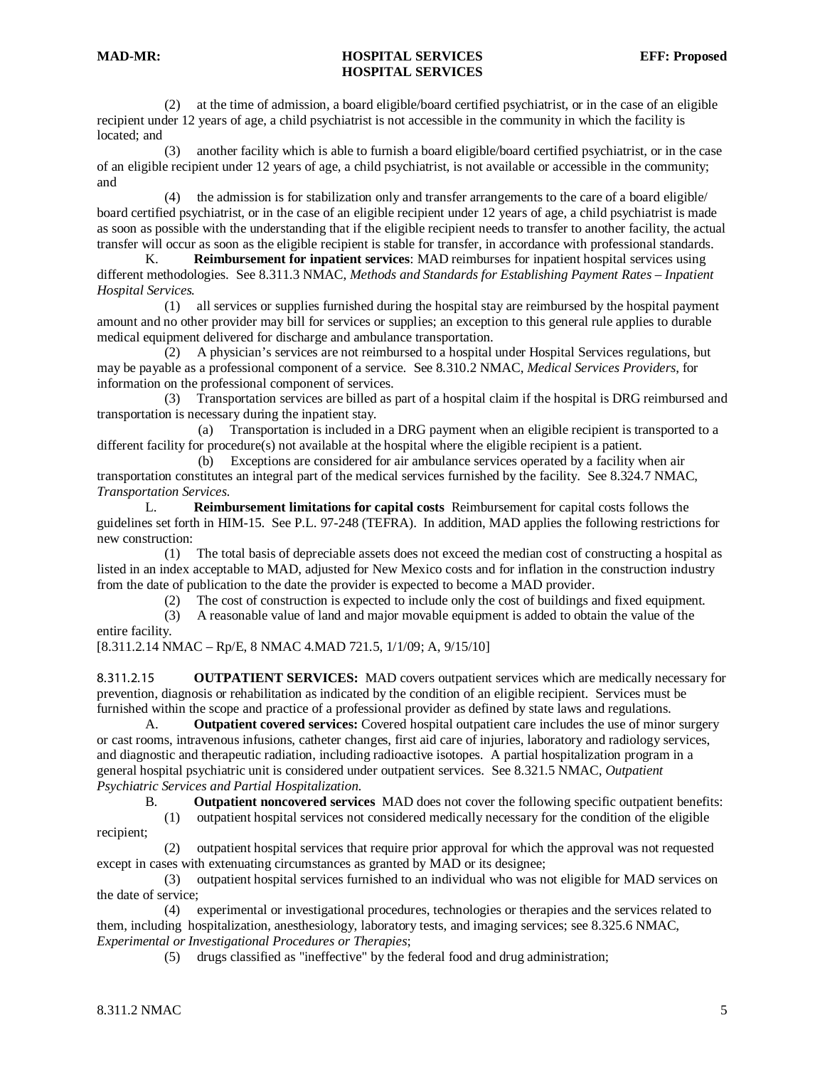(2) at the time of admission, a board eligible/board certified psychiatrist, or in the case of an eligible recipient under 12 years of age, a child psychiatrist is not accessible in the community in which the facility is located; and

(3) another facility which is able to furnish a board eligible/board certified psychiatrist, or in the case of an eligible recipient under 12 years of age, a child psychiatrist, is not available or accessible in the community; and

(4) the admission is for stabilization only and transfer arrangements to the care of a board eligible/ board certified psychiatrist, or in the case of an eligible recipient under 12 years of age, a child psychiatrist is made as soon as possible with the understanding that if the eligible recipient needs to transfer to another facility, the actual transfer will occur as soon as the eligible recipient is stable for transfer, in accordance with professional standards.

K. **Reimbursement for inpatient services**: MAD reimburses for inpatient hospital services using different methodologies. See 8.311.3 NMAC, *Methods and Standards for Establishing Payment Rates – Inpatient Hospital Services*.

(1) all services or supplies furnished during the hospital stay are reimbursed by the hospital payment amount and no other provider may bill for services or supplies; an exception to this general rule applies to durable medical equipment delivered for discharge and ambulance transportation.

(2) A physician's services are not reimbursed to a hospital under Hospital Services regulations, but may be payable as a professional component of a service. See 8.310.2 NMAC, *Medical Services Providers*, for information on the professional component of services.

(3) Transportation services are billed as part of a hospital claim if the hospital is DRG reimbursed and transportation is necessary during the inpatient stay.

(a) Transportation is included in a DRG payment when an eligible recipient is transported to a different facility for procedure(s) not available at the hospital where the eligible recipient is a patient.

(b) Exceptions are considered for air ambulance services operated by a facility when air transportation constitutes an integral part of the medical services furnished by the facility. See 8.324.7 NMAC, *Transportation Services*.

L. **Reimbursement limitations for capital costs** Reimbursement for capital costs follows the guidelines set forth in HIM-15. See P.L. 97-248 (TEFRA). In addition, MAD applies the following restrictions for new construction:

(1) The total basis of depreciable assets does not exceed the median cost of constructing a hospital as listed in an index acceptable to MAD, adjusted for New Mexico costs and for inflation in the construction industry from the date of publication to the date the provider is expected to become a MAD provider.

(2) The cost of construction is expected to include only the cost of buildings and fixed equipment.

(3) A reasonable value of land and major movable equipment is added to obtain the value of the entire facility.

[8.311.2.14 NMAC – Rp/E, 8 NMAC 4.MAD 721.5, 1/1/09; A, 9/15/10]

8.311.2.15 **OUTPATIENT SERVICES:** MAD covers outpatient services which are medically necessary for prevention, diagnosis or rehabilitation as indicated by the condition of an eligible recipient. Services must be furnished within the scope and practice of a professional provider as defined by state laws and regulations.

A. **Outpatient covered services:** Covered hospital outpatient care includes the use of minor surgery or cast rooms, intravenous infusions, catheter changes, first aid care of injuries, laboratory and radiology services, and diagnostic and therapeutic radiation, including radioactive isotopes. A partial hospitalization program in a general hospital psychiatric unit is considered under outpatient services. See 8.321.5 NMAC, *Outpatient Psychiatric Services and Partial Hospitalization*.

B. **Outpatient noncovered services** MAD does not cover the following specific outpatient benefits:

(1) outpatient hospital services not considered medically necessary for the condition of the eligible recipient;

(2) outpatient hospital services that require prior approval for which the approval was not requested except in cases with extenuating circumstances as granted by MAD or its designee;

(3) outpatient hospital services furnished to an individual who was not eligible for MAD services on the date of service;

(4) experimental or investigational procedures, technologies or therapies and the services related to them, including hospitalization, anesthesiology, laboratory tests, and imaging services; see 8.325.6 NMAC, *Experimental or Investigational Procedures or Therapies*;

(5) drugs classified as "ineffective" by the federal food and drug administration;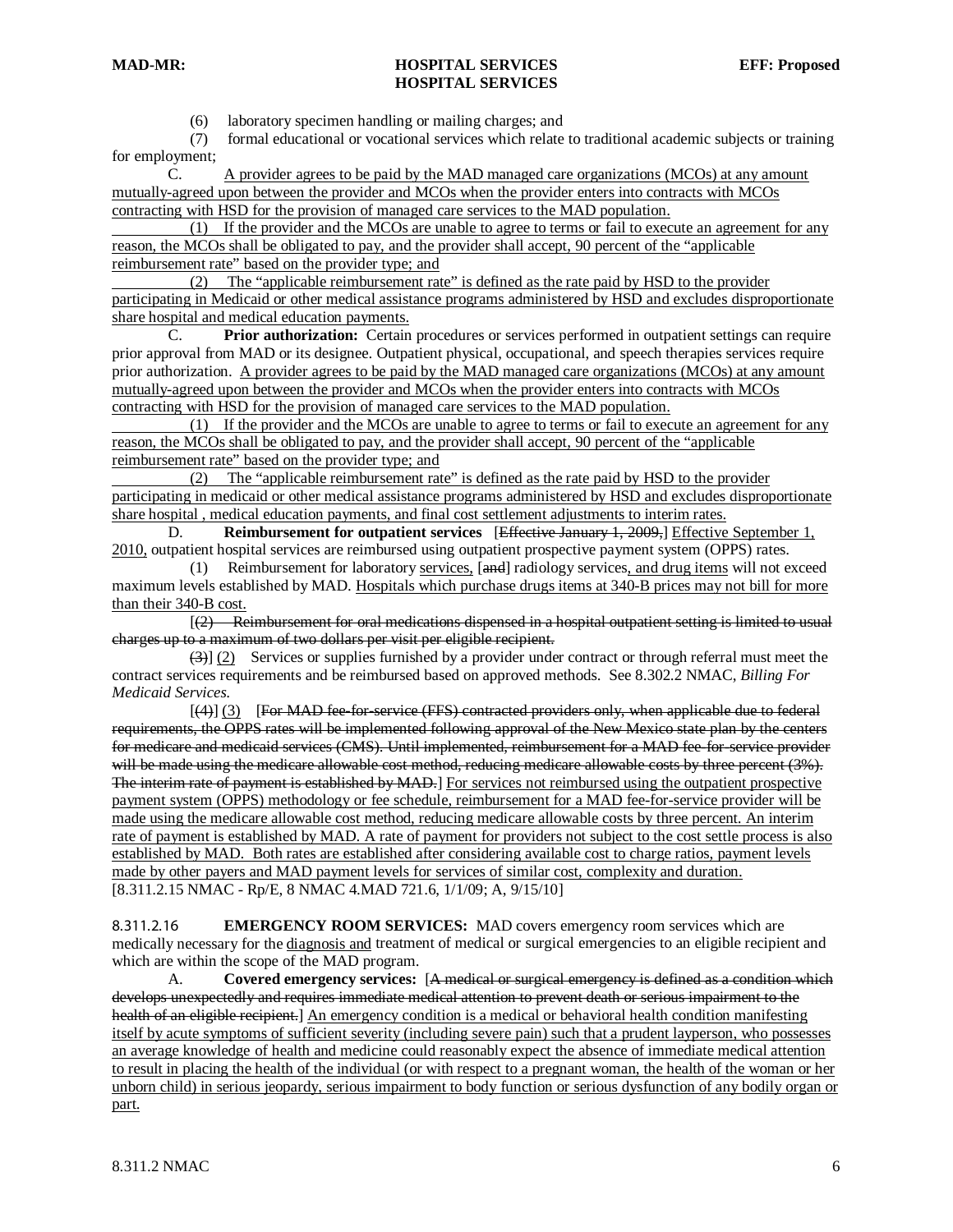(6) laboratory specimen handling or mailing charges; and

(7) formal educational or vocational services which relate to traditional academic subjects or training for employment;

C. A provider agrees to be paid by the MAD managed care organizations (MCOs) at any amount mutually-agreed upon between the provider and MCOs when the provider enters into contracts with MCOs contracting with HSD for the provision of managed care services to the MAD population.

(1) If the provider and the MCOs are unable to agree to terms or fail to execute an agreement for any reason, the MCOs shall be obligated to pay, and the provider shall accept, 90 percent of the "applicable reimbursement rate" based on the provider type; and

(2) The "applicable reimbursement rate" is defined as the rate paid by HSD to the provider participating in Medicaid or other medical assistance programs administered by HSD and excludes disproportionate share hospital and medical education payments.

C. **Prior authorization:** Certain procedures or services performed in outpatient settings can require prior approval from MAD or its designee. Outpatient physical, occupational, and speech therapies services require prior authorization. A provider agrees to be paid by the MAD managed care organizations (MCOs) at any amount mutually-agreed upon between the provider and MCOs when the provider enters into contracts with MCOs contracting with HSD for the provision of managed care services to the MAD population.

(1) If the provider and the MCOs are unable to agree to terms or fail to execute an agreement for any reason, the MCOs shall be obligated to pay, and the provider shall accept, 90 percent of the "applicable reimbursement rate" based on the provider type; and

(2) The "applicable reimbursement rate" is defined as the rate paid by HSD to the provider participating in medicaid or other medical assistance programs administered by HSD and excludes disproportionate share hospital , medical education payments, and final cost settlement adjustments to interim rates.

D. **Reimbursement for outpatient services** [~~Effective January 1, 2009,~~] Effective September 1, 2010, outpatient hospital services are reimbursed using outpatient prospective payment system (OPPS) rates.

(1) Reimbursement for laboratory services, [~~and~~] radiology services, and drug items will not exceed maximum levels established by MAD. Hospitals which purchase drugs items at 340-B prices may not bill for more than their 340-B cost.

[~~(2) Reimbursement for oral medications dispensed in a hospital outpatient setting is limited to usual charges up to a maximum of two dollars per visit per eligible recipient.~~

~~(3)~~] (2) Services or supplies furnished by a provider under contract or through referral must meet the contract services requirements and be reimbursed based on approved methods. See 8.302.2 NMAC, *Billing For Medicaid Services.*

[~~(4)~~] (3) [~~For MAD fee-for-service (FFS) contracted providers only, when applicable due to federal requirements, the OPPS rates will be implemented following approval of the New Mexico state plan by the centers for medicare and medicaid services (CMS). Until implemented, reimbursement for a MAD fee-for-service provider will be made using the medicare allowable cost method, reducing medicare allowable costs by three percent (3%). The interim rate of payment is established by MAD.~~] For services not reimbursed using the outpatient prospective payment system (OPPS) methodology or fee schedule, reimbursement for a MAD fee-for-service provider will be made using the medicare allowable cost method, reducing medicare allowable costs by three percent. An interim rate of payment is established by MAD. A rate of payment for providers not subject to the cost settle process is also established by MAD. Both rates are established after considering available cost to charge ratios, payment levels made by other payers and MAD payment levels for services of similar cost, complexity and duration.

[8.311.2.15 NMAC - Rp/E, 8 NMAC 4.MAD 721.6, 1/1/09; A, 9/15/10]

8.311.2.16 **EMERGENCY ROOM SERVICES:** MAD covers emergency room services which are medically necessary for the diagnosis and treatment of medical or surgical emergencies to an eligible recipient and which are within the scope of the MAD program.

A. **Covered emergency services:** [~~A medical or surgical emergency is defined as a condition which develops unexpectedly and requires immediate medical attention to prevent death or serious impairment to the health of an eligible recipient.~~] An emergency condition is a medical or behavioral health condition manifesting itself by acute symptoms of sufficient severity (including severe pain) such that a prudent layperson, who possesses an average knowledge of health and medicine could reasonably expect the absence of immediate medical attention to result in placing the health of the individual (or with respect to a pregnant woman, the health of the woman or her unborn child) in serious jeopardy, serious impairment to body function or serious dysfunction of any bodily organ or part.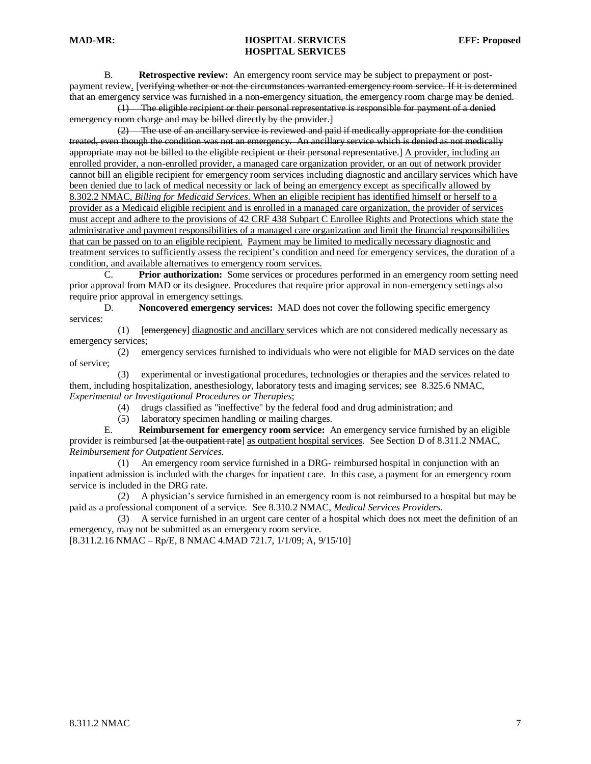B. **Retrospective review:** An emergency room service may be subject to prepayment or post-payment review. [~~verifying whether or not the circumstances warranted emergency room service. If it is determined that an emergency service was furnished in a non-emergency situation, the emergency room charge may be denied.~~

~~(1) The eligible recipient or their personal representative is responsible for payment of a denied emergency room charge and may be billed directly by the provider.~~]

~~(2) The use of an ancillary service is reviewed and paid if medically appropriate for the condition treated, even though the condition was not an emergency. An ancillary service which is denied as not medically appropriate may not be billed to the eligible recipient or their personal representative.~~] <u>A provider, including an enrolled provider, a non-enrolled provider, a managed care organization provider, or an out of network provider cannot bill an eligible recipient for emergency room services including diagnostic and ancillary services which have been denied due to lack of medical necessity or lack of being an emergency except as specifically allowed by 8.302.2 NMAC, *Billing for Medicaid Services*. When an eligible recipient has identified himself or herself to a provider as a Medicaid eligible recipient and is enrolled in a managed care organization, the provider of services must accept and adhere to the provisions of 42 CRF 438 Subpart C Enrollee Rights and Protections which state the administrative and payment responsibilities of a managed care organization and limit the financial responsibilities that can be passed on to an eligible recipient. Payment may be limited to medically necessary diagnostic and treatment services to sufficiently assess the recipient's condition and need for emergency services, the duration of a condition, and available alternatives to emergency room services.</u>

C. **Prior authorization:** Some services or procedures performed in an emergency room setting need prior approval from MAD or its designee. Procedures that require prior approval in non-emergency settings also require prior approval in emergency settings.

D. **Noncovered emergency services:** MAD does not cover the following specific emergency services:

(1) [~~emergency~~] <u>diagnostic and ancillary</u> services which are not considered medically necessary as emergency services;

(2) emergency services furnished to individuals who were not eligible for MAD services on the date of service;

(3) experimental or investigational procedures, technologies or therapies and the services related to them, including hospitalization, anesthesiology, laboratory tests and imaging services; see 8.325.6 NMAC, *Experimental or Investigational Procedures or Therapies*;

(4) drugs classified as "ineffective" by the federal food and drug administration; and

(5) laboratory specimen handling or mailing charges.

E. **Reimbursement for emergency room service:** An emergency service furnished by an eligible provider is reimbursed [~~at the outpatient rate~~] <u>as outpatient hospital services</u>. See Section D of 8.311.2 NMAC, *Reimbursement for Outpatient Services*.

(1) An emergency room service furnished in a DRG- reimbursed hospital in conjunction with an inpatient admission is included with the charges for inpatient care. In this case, a payment for an emergency room service is included in the DRG rate.

(2) A physician's service furnished in an emergency room is not reimbursed to a hospital but may be paid as a professional component of a service. See 8.310.2 NMAC, *Medical Services Providers*.

(3) A service furnished in an urgent care center of a hospital which does not meet the definition of an emergency, may not be submitted as an emergency room service.

[8.311.2.16 NMAC – Rp/E, 8 NMAC 4.MAD 721.7, 1/1/09; A, 9/15/10]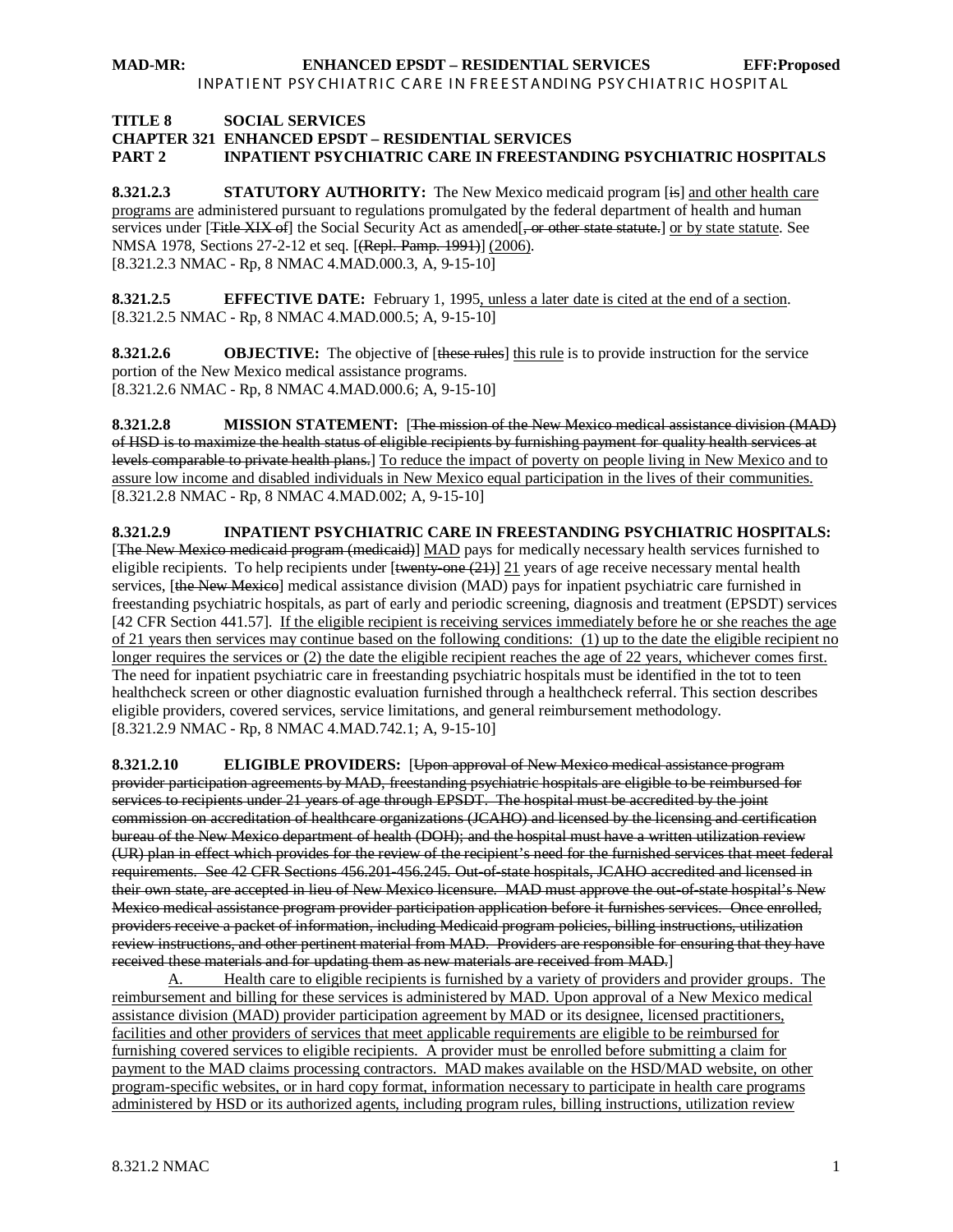**TITLE 8 SOCIAL SERVICES**
**CHAPTER 321 ENHANCED EPSDT – RESIDENTIAL SERVICES**
**PART 2 INPATIENT PSYCHIATRIC CARE IN FREESTANDING PSYCHIATRIC HOSPITALS**

**8.321.2.3 STATUTORY AUTHORITY:** The New Mexico medicaid program [~~is~~] <u>and other health care programs are</u> administered pursuant to regulations promulgated by the federal department of health and human services under [~~Title XIX of~~] the Social Security Act as amended[~~, or other state statute.~~] <u>or by state statute</u>. See NMSA 1978, Sections 27-2-12 et seq. [~~(Repl. Pamp. 1991)~~] <u>(2006)</u>.
[8.321.2.3 NMAC - Rp, 8 NMAC 4.MAD.000.3, A, 9-15-10]

**8.321.2.5 EFFECTIVE DATE:** February 1, 1995<u>, unless a later date is cited at the end of a section</u>.
[8.321.2.5 NMAC - Rp, 8 NMAC 4.MAD.000.5; A, 9-15-10]

**8.321.2.6 OBJECTIVE:** The objective of [~~these rules~~] <u>this rule</u> is to provide instruction for the service portion of the New Mexico medical assistance programs.
[8.321.2.6 NMAC - Rp, 8 NMAC 4.MAD.000.6; A, 9-15-10]

**8.321.2.8 MISSION STATEMENT:** [~~The mission of the New Mexico medical assistance division (MAD) of HSD is to maximize the health status of eligible recipients by furnishing payment for quality health services at levels comparable to private health plans.~~] <u>To reduce the impact of poverty on people living in New Mexico and to assure low income and disabled individuals in New Mexico equal participation in the lives of their communities.</u>
[8.321.2.8 NMAC - Rp, 8 NMAC 4.MAD.002; A, 9-15-10]

**8.321.2.9 INPATIENT PSYCHIATRIC CARE IN FREESTANDING PSYCHIATRIC HOSPITALS:** [~~The New Mexico medicaid program (medicaid)~~] <u>MAD</u> pays for medically necessary health services furnished to eligible recipients. To help recipients under [~~twenty-one (21)~~] <u>21</u> years of age receive necessary mental health services, [~~the New Mexico~~] medical assistance division (MAD) pays for inpatient psychiatric care furnished in freestanding psychiatric hospitals, as part of early and periodic screening, diagnosis and treatment (EPSDT) services [42 CFR Section 441.57]. <u>If the eligible recipient is receiving services immediately before he or she reaches the age of 21 years then services may continue based on the following conditions: (1) up to the date the eligible recipient no longer requires the services or (2) the date the eligible recipient reaches the age of 22 years, whichever comes first.</u> The need for inpatient psychiatric care in freestanding psychiatric hospitals must be identified in the tot to teen healthcheck screen or other diagnostic evaluation furnished through a healthcheck referral. This section describes eligible providers, covered services, service limitations, and general reimbursement methodology.
[8.321.2.9 NMAC - Rp, 8 NMAC 4.MAD.742.1; A, 9-15-10]

**8.321.2.10 ELIGIBLE PROVIDERS:** [~~Upon approval of New Mexico medical assistance program provider participation agreements by MAD, freestanding psychiatric hospitals are eligible to be reimbursed for services to recipients under 21 years of age through EPSDT. The hospital must be accredited by the joint commission on accreditation of healthcare organizations (JCAHO) and licensed by the licensing and certification bureau of the New Mexico department of health (DOH); and the hospital must have a written utilization review (UR) plan in effect which provides for the review of the recipient's need for the furnished services that meet federal requirements. See 42 CFR Sections 456.201-456.245. Out-of-state hospitals, JCAHO accredited and licensed in their own state, are accepted in lieu of New Mexico licensure. MAD must approve the out-of-state hospital's New Mexico medical assistance program provider participation application before it furnishes services. Once enrolled, providers receive a packet of information, including Medicaid program policies, billing instructions, utilization review instructions, and other pertinent material from MAD. Providers are responsible for ensuring that they have received these materials and for updating them as new materials are received from MAD.~~]

<u>A. Health care to eligible recipients is furnished by a variety of providers and provider groups. The reimbursement and billing for these services is administered by MAD. Upon approval of a New Mexico medical assistance division (MAD) provider participation agreement by MAD or its designee, licensed practitioners, facilities and other providers of services that meet applicable requirements are eligible to be reimbursed for furnishing covered services to eligible recipients. A provider must be enrolled before submitting a claim for payment to the MAD claims processing contractors. MAD makes available on the HSD/MAD website, on other program-specific websites, or in hard copy format, information necessary to participate in health care programs administered by HSD or its authorized agents, including program rules, billing instructions, utilization review</u>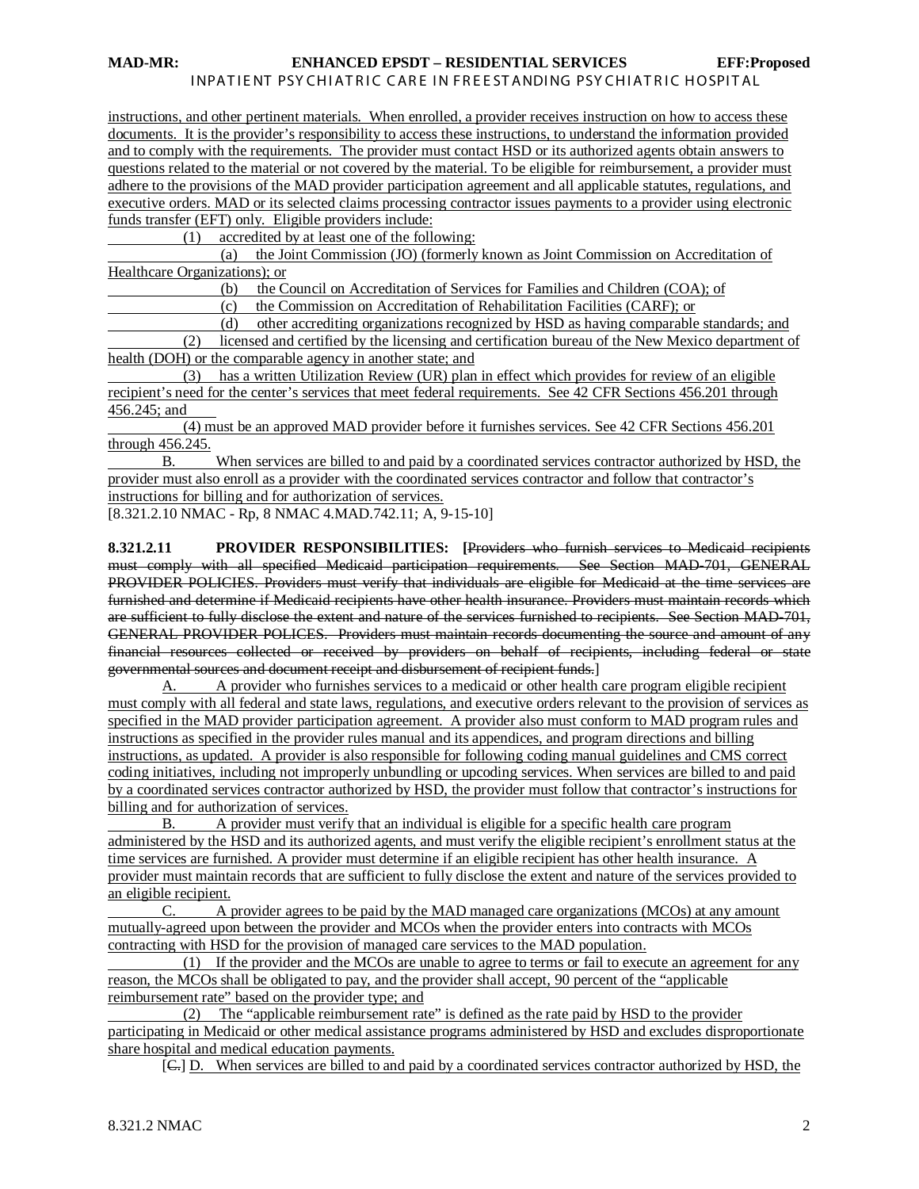instructions, and other pertinent materials. When enrolled, a provider receives instruction on how to access these documents. It is the provider's responsibility to access these instructions, to understand the information provided and to comply with the requirements. The provider must contact HSD or its authorized agents obtain answers to questions related to the material or not covered by the material. To be eligible for reimbursement, a provider must adhere to the provisions of the MAD provider participation agreement and all applicable statutes, regulations, and executive orders. MAD or its selected claims processing contractor issues payments to a provider using electronic funds transfer (EFT) only. Eligible providers include:

(1) accredited by at least one of the following:

(a) the Joint Commission (JO) (formerly known as Joint Commission on Accreditation of Healthcare Organizations); or

(b) the Council on Accreditation of Services for Families and Children (COA); of

(c) the Commission on Accreditation of Rehabilitation Facilities (CARF); or

(d) other accrediting organizations recognized by HSD as having comparable standards; and

(2) licensed and certified by the licensing and certification bureau of the New Mexico department of health (DOH) or the comparable agency in another state; and

(3) has a written Utilization Review (UR) plan in effect which provides for review of an eligible recipient's need for the center's services that meet federal requirements. See 42 CFR Sections 456.201 through 456.245; and

(4) must be an approved MAD provider before it furnishes services. See 42 CFR Sections 456.201 through 456.245.

B. When services are billed to and paid by a coordinated services contractor authorized by HSD, the provider must also enroll as a provider with the coordinated services contractor and follow that contractor's instructions for billing and for authorization of services.

[8.321.2.10 NMAC - Rp, 8 NMAC 4.MAD.742.11; A, 9-15-10]

**8.321.2.11 PROVIDER RESPONSIBILITIES:** [~~Providers who furnish services to Medicaid recipients must comply with all specified Medicaid participation requirements. See Section MAD-701, GENERAL PROVIDER POLICIES. Providers must verify that individuals are eligible for Medicaid at the time services are furnished and determine if Medicaid recipients have other health insurance. Providers must maintain records which are sufficient to fully disclose the extent and nature of the services furnished to recipients. See Section MAD-701, GENERAL PROVIDER POLICES. Providers must maintain records documenting the source and amount of any financial resources collected or received by providers on behalf of recipients, including federal or state governmental sources and document receipt and disbursement of recipient funds.~~]

A. A provider who furnishes services to a medicaid or other health care program eligible recipient must comply with all federal and state laws, regulations, and executive orders relevant to the provision of services as specified in the MAD provider participation agreement. A provider also must conform to MAD program rules and instructions as specified in the provider rules manual and its appendices, and program directions and billing instructions, as updated. A provider is also responsible for following coding manual guidelines and CMS correct coding initiatives, including not improperly unbundling or upcoding services. When services are billed to and paid by a coordinated services contractor authorized by HSD, the provider must follow that contractor's instructions for billing and for authorization of services.

B. A provider must verify that an individual is eligible for a specific health care program administered by the HSD and its authorized agents, and must verify the eligible recipient's enrollment status at the time services are furnished. A provider must determine if an eligible recipient has other health insurance. A provider must maintain records that are sufficient to fully disclose the extent and nature of the services provided to an eligible recipient.

C. A provider agrees to be paid by the MAD managed care organizations (MCOs) at any amount mutually-agreed upon between the provider and MCOs when the provider enters into contracts with MCOs contracting with HSD for the provision of managed care services to the MAD population.

(1) If the provider and the MCOs are unable to agree to terms or fail to execute an agreement for any reason, the MCOs shall be obligated to pay, and the provider shall accept, 90 percent of the "applicable reimbursement rate" based on the provider type; and

(2) The "applicable reimbursement rate" is defined as the rate paid by HSD to the provider participating in Medicaid or other medical assistance programs administered by HSD and excludes disproportionate share hospital and medical education payments.

[~~C.~~] D. When services are billed to and paid by a coordinated services contractor authorized by HSD, the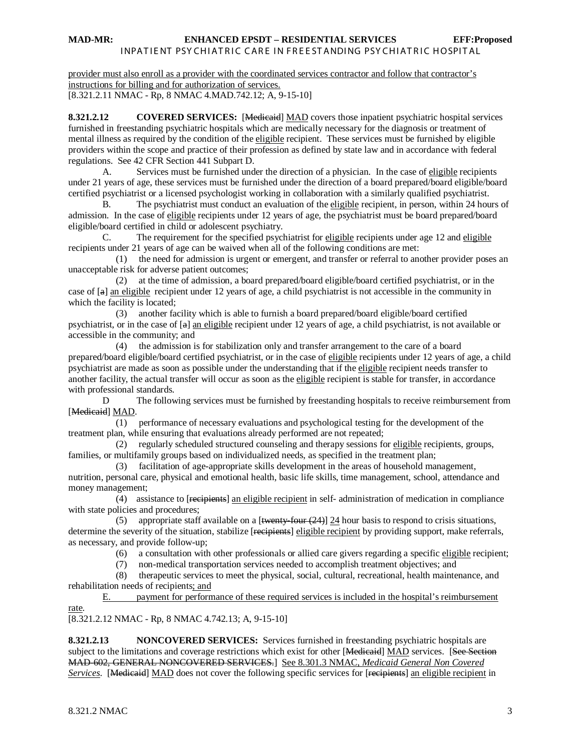provider must also enroll as a provider with the coordinated services contractor and follow that contractor's instructions for billing and for authorization of services.
[8.321.2.11 NMAC - Rp, 8 NMAC 4.MAD.742.12; A, 9-15-10]

**8.321.2.12 COVERED SERVICES:** [~~Medicaid~~] MAD covers those inpatient psychiatric hospital services furnished in freestanding psychiatric hospitals which are medically necessary for the diagnosis or treatment of mental illness as required by the condition of the eligible recipient. These services must be furnished by eligible providers within the scope and practice of their profession as defined by state law and in accordance with federal regulations. See 42 CFR Section 441 Subpart D.

A. Services must be furnished under the direction of a physician. In the case of eligible recipients under 21 years of age, these services must be furnished under the direction of a board prepared/board eligible/board certified psychiatrist or a licensed psychologist working in collaboration with a similarly qualified psychiatrist.

B. The psychiatrist must conduct an evaluation of the eligible recipient, in person, within 24 hours of admission. In the case of eligible recipients under 12 years of age, the psychiatrist must be board prepared/board eligible/board certified in child or adolescent psychiatry.

C. The requirement for the specified psychiatrist for eligible recipients under age 12 and eligible recipients under 21 years of age can be waived when all of the following conditions are met:

(1) the need for admission is urgent or emergent, and transfer or referral to another provider poses an unacceptable risk for adverse patient outcomes;

(2) at the time of admission, a board prepared/board eligible/board certified psychiatrist, or in the case of [~~a~~] an eligible recipient under 12 years of age, a child psychiatrist is not accessible in the community in which the facility is located;

(3) another facility which is able to furnish a board prepared/board eligible/board certified psychiatrist, or in the case of [~~a~~] an eligible recipient under 12 years of age, a child psychiatrist, is not available or accessible in the community; and

(4) the admission is for stabilization only and transfer arrangement to the care of a board prepared/board eligible/board certified psychiatrist, or in the case of eligible recipients under 12 years of age, a child psychiatrist are made as soon as possible under the understanding that if the eligible recipient needs transfer to another facility, the actual transfer will occur as soon as the eligible recipient is stable for transfer, in accordance with professional standards.

D The following services must be furnished by freestanding hospitals to receive reimbursement from [~~Medicaid~~] MAD.

(1) performance of necessary evaluations and psychological testing for the development of the treatment plan, while ensuring that evaluations already performed are not repeated;

(2) regularly scheduled structured counseling and therapy sessions for eligible recipients, groups, families, or multifamily groups based on individualized needs, as specified in the treatment plan;

(3) facilitation of age-appropriate skills development in the areas of household management, nutrition, personal care, physical and emotional health, basic life skills, time management, school, attendance and money management;

(4) assistance to [~~recipients~~] an eligible recipient in self- administration of medication in compliance with state policies and procedures;

(5) appropriate staff available on a [~~twenty-four (24)~~] 24 hour basis to respond to crisis situations, determine the severity of the situation, stabilize [~~recipients~~] eligible recipient by providing support, make referrals, as necessary, and provide follow-up;

(6) a consultation with other professionals or allied care givers regarding a specific eligible recipient;

(7) non-medical transportation services needed to accomplish treatment objectives; and

(8) therapeutic services to meet the physical, social, cultural, recreational, health maintenance, and rehabilitation needs of recipients; and

E. payment for performance of these required services is included in the hospital's reimbursement rate.

[8.321.2.12 NMAC - Rp, 8 NMAC 4.742.13; A, 9-15-10]

**8.321.2.13 NONCOVERED SERVICES:** Services furnished in freestanding psychiatric hospitals are subject to the limitations and coverage restrictions which exist for other [~~Medicaid~~] MAD services. [~~See Section MAD-602, GENERAL NONCOVERED SERVICES.~~] See 8.301.3 NMAC, *Medicaid General Non Covered Services*. [~~Medicaid~~] MAD does not cover the following specific services for [~~recipients~~] an eligible recipient in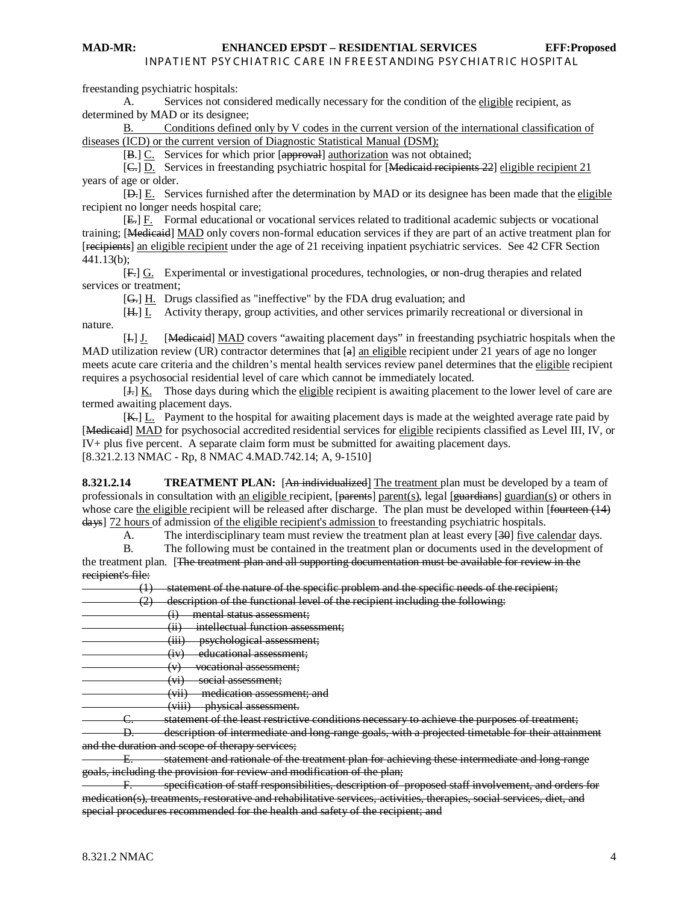freestanding psychiatric hospitals:

A. Services not considered medically necessary for the condition of the eligible recipient, as determined by MAD or its designee;

B. Conditions defined only by V codes in the current version of the international classification of diseases (ICD) or the current version of Diagnostic Statistical Manual (DSM);

[B.] C. Services for which prior [approval] authorization was not obtained;

[C.] D. Services in freestanding psychiatric hospital for [Medicaid recipients 22] eligible recipient 21 years of age or older.

[D.] E. Services furnished after the determination by MAD or its designee has been made that the eligible recipient no longer needs hospital care;

[E.] F. Formal educational or vocational services related to traditional academic subjects or vocational training; [Medicaid] MAD only covers non-formal education services if they are part of an active treatment plan for [recipients] an eligible recipient under the age of 21 receiving inpatient psychiatric services. See 42 CFR Section 441.13(b);

[F.] G. Experimental or investigational procedures, technologies, or non-drug therapies and related services or treatment;

[G.] H. Drugs classified as "ineffective" by the FDA drug evaluation; and

[H.] I. Activity therapy, group activities, and other services primarily recreational or diversional in nature.

[I.] J. [Medicaid] MAD covers "awaiting placement days" in freestanding psychiatric hospitals when the MAD utilization review (UR) contractor determines that [a] an eligible recipient under 21 years of age no longer meets acute care criteria and the children's mental health services review panel determines that the eligible recipient requires a psychosocial residential level of care which cannot be immediately located.

[J.] K. Those days during which the eligible recipient is awaiting placement to the lower level of care are termed awaiting placement days.

[K.] L. Payment to the hospital for awaiting placement days is made at the weighted average rate paid by [Medicaid] MAD for psychosocial accredited residential services for eligible recipients classified as Level III, IV, or IV+ plus five percent. A separate claim form must be submitted for awaiting placement days.

[8.321.2.13 NMAC - Rp, 8 NMAC 4.MAD.742.14; A, 9-1510]

**8.321.2.14 TREATMENT PLAN:** [An individualized] The treatment plan must be developed by a team of professionals in consultation with an eligible recipient, [parents] parent(s), legal [guardians] guardian(s) or others in whose care the eligible recipient will be released after discharge. The plan must be developed within [fourteen (14) days] 72 hours of admission of the eligible recipient's admission to freestanding psychiatric hospitals.

A. The interdisciplinary team must review the treatment plan at least every [30] five calendar days.

B. The following must be contained in the treatment plan or documents used in the development of the treatment plan. [The treatment plan and all supporting documentation must be available for review in the recipient's file:

(1) statement of the nature of the specific problem and the specific needs of the recipient;

(2) description of the functional level of the recipient including the following:

(i) mental status assessment;

(ii) intellectual function assessment;

(iii) psychological assessment;

(iv) educational assessment;

(v) vocational assessment;

(vi) social assessment;

(vii) medication assessment; and

(viii) physical assessment.

C. statement of the least restrictive conditions necessary to achieve the purposes of treatment;

D. description of intermediate and long-range goals, with a projected timetable for their attainment and the duration and scope of therapy services;

E. statement and rationale of the treatment plan for achieving these intermediate and long-range goals, including the provision for review and modification of the plan;

F. specification of staff responsibilities, description of proposed staff involvement, and orders for medication(s), treatments, restorative and rehabilitative services, activities, therapies, social services, diet, and special procedures recommended for the health and safety of the recipient; and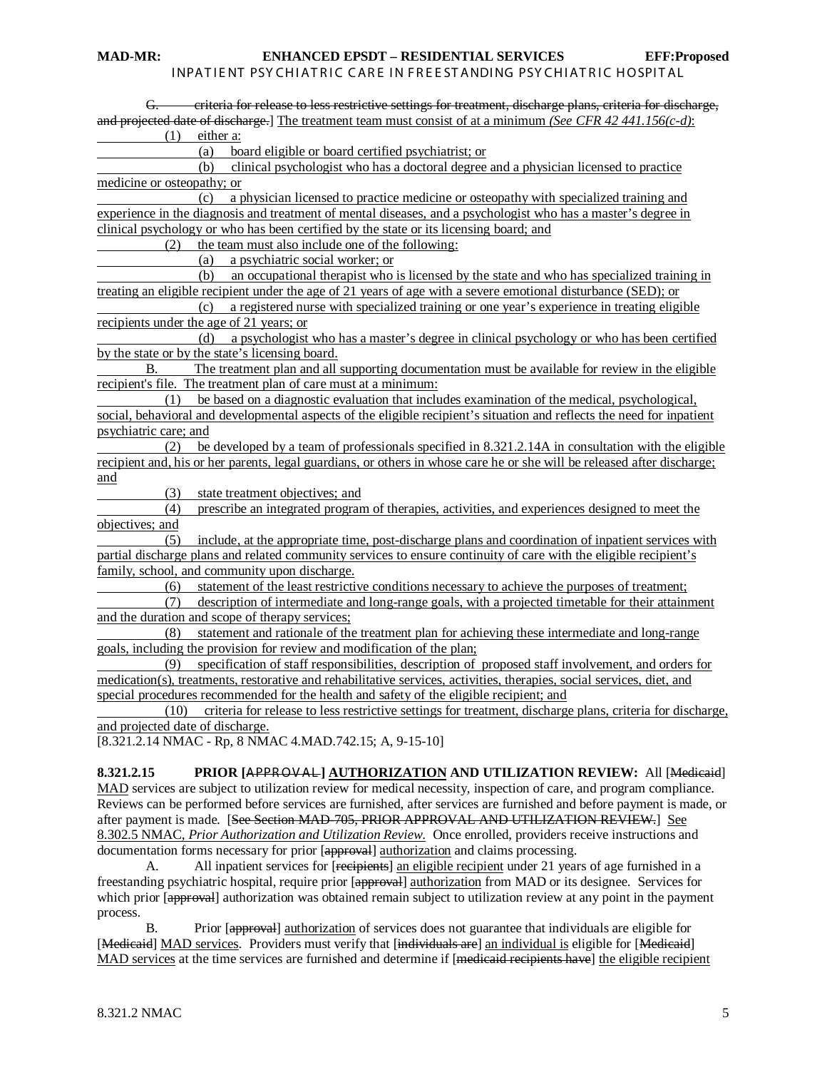G. ~~criteria for release to less restrictive settings for treatment, discharge plans, criteria for discharge, and projected date of discharge.~~] The treatment team must consist of at a minimum *(See CFR 42 441.156(c-d)*:

(1) either a:

(a) board eligible or board certified psychiatrist; or

(b) clinical psychologist who has a doctoral degree and a physician licensed to practice medicine or osteopathy; or

(c) a physician licensed to practice medicine or osteopathy with specialized training and experience in the diagnosis and treatment of mental diseases, and a psychologist who has a master's degree in clinical psychology or who has been certified by the state or its licensing board; and

(2) the team must also include one of the following:

(a) a psychiatric social worker; or

(b) an occupational therapist who is licensed by the state and who has specialized training in treating an eligible recipient under the age of 21 years of age with a severe emotional disturbance (SED); or

(c) a registered nurse with specialized training or one year's experience in treating eligible recipients under the age of 21 years; or

(d) a psychologist who has a master's degree in clinical psychology or who has been certified by the state or by the state's licensing board.

B. The treatment plan and all supporting documentation must be available for review in the eligible recipient's file. The treatment plan of care must at a minimum:

(1) be based on a diagnostic evaluation that includes examination of the medical, psychological, social, behavioral and developmental aspects of the eligible recipient's situation and reflects the need for inpatient psychiatric care; and

(2) be developed by a team of professionals specified in 8.321.2.14A in consultation with the eligible recipient and, his or her parents, legal guardians, or others in whose care he or she will be released after discharge; and

(3) state treatment objectives; and

(4) prescribe an integrated program of therapies, activities, and experiences designed to meet the objectives; and

(5) include, at the appropriate time, post-discharge plans and coordination of inpatient services with partial discharge plans and related community services to ensure continuity of care with the eligible recipient's family, school, and community upon discharge.

(6) statement of the least restrictive conditions necessary to achieve the purposes of treatment;

(7) description of intermediate and long-range goals, with a projected timetable for their attainment and the duration and scope of therapy services;

(8) statement and rationale of the treatment plan for achieving these intermediate and long-range goals, including the provision for review and modification of the plan;

(9) specification of staff responsibilities, description of proposed staff involvement, and orders for medication(s), treatments, restorative and rehabilitative services, activities, therapies, social services, diet, and special procedures recommended for the health and safety of the eligible recipient; and

(10) criteria for release to less restrictive settings for treatment, discharge plans, criteria for discharge, and projected date of discharge.

[8.321.2.14 NMAC - Rp, 8 NMAC 4.MAD.742.15; A, 9-15-10]

**8.321.2.15 PRIOR [~~APPROVAL~~] AUTHORIZATION AND UTILIZATION REVIEW:** All [~~Medicaid~~] MAD services are subject to utilization review for medical necessity, inspection of care, and program compliance. Reviews can be performed before services are furnished, after services are furnished and before payment is made, or after payment is made. [~~See Section MAD-705, PRIOR APPROVAL AND UTILIZATION REVIEW.~~] See 8.302.5 NMAC, *Prior Authorization and Utilization Review.* Once enrolled, providers receive instructions and documentation forms necessary for prior [~~approval~~] authorization and claims processing.

A. All inpatient services for [~~recipients~~] an eligible recipient under 21 years of age furnished in a freestanding psychiatric hospital, require prior [~~approval~~] authorization from MAD or its designee. Services for which prior [~~approval~~] authorization was obtained remain subject to utilization review at any point in the payment process.

B. Prior [~~approval~~] authorization of services does not guarantee that individuals are eligible for [~~Medicaid~~] MAD services. Providers must verify that [~~individuals are~~] an individual is eligible for [~~Medicaid~~] MAD services at the time services are furnished and determine if [~~medicaid recipients have~~] the eligible recipient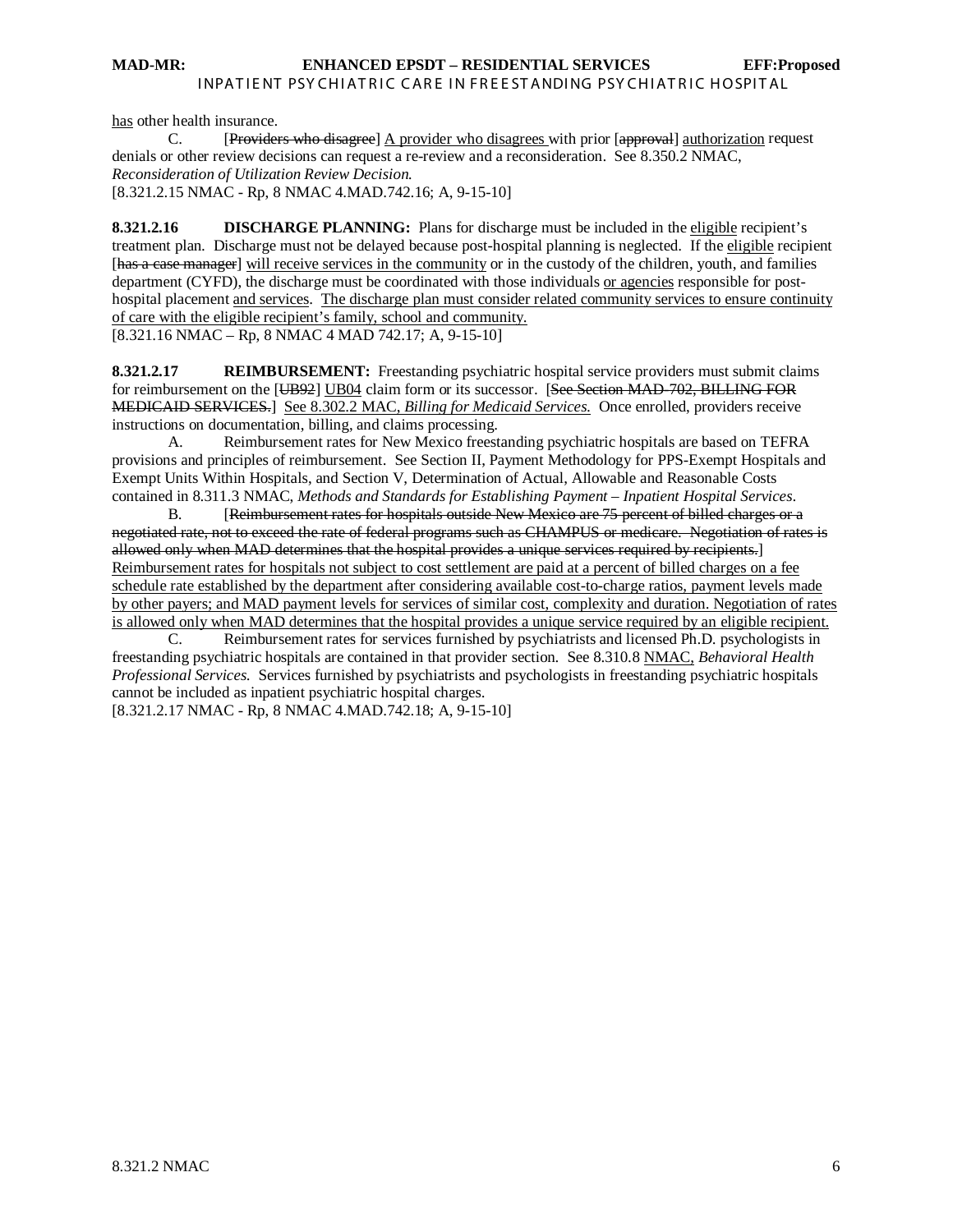has other health insurance.

C. [Providers who disagree] A provider who disagrees with prior [approval] authorization request denials or other review decisions can request a re-review and a reconsideration. See 8.350.2 NMAC, *Reconsideration of Utilization Review Decision*.

[8.321.2.15 NMAC - Rp, 8 NMAC 4.MAD.742.16; A, 9-15-10]

**8.321.2.16 DISCHARGE PLANNING:** Plans for discharge must be included in the eligible recipient's treatment plan. Discharge must not be delayed because post-hospital planning is neglected. If the eligible recipient [has a case manager] will receive services in the community or in the custody of the children, youth, and families department (CYFD), the discharge must be coordinated with those individuals or agencies responsible for post-hospital placement and services. The discharge plan must consider related community services to ensure continuity of care with the eligible recipient's family, school and community.

[8.321.16 NMAC – Rp, 8 NMAC 4 MAD 742.17; A, 9-15-10]

**8.321.2.17 REIMBURSEMENT:** Freestanding psychiatric hospital service providers must submit claims for reimbursement on the [UB92] UB04 claim form or its successor. [See Section MAD-702, BILLING FOR MEDICAID SERVICES.] See 8.302.2 MAC, *Billing for Medicaid Services.* Once enrolled, providers receive instructions on documentation, billing, and claims processing.

A. Reimbursement rates for New Mexico freestanding psychiatric hospitals are based on TEFRA provisions and principles of reimbursement. See Section II, Payment Methodology for PPS-Exempt Hospitals and Exempt Units Within Hospitals, and Section V, Determination of Actual, Allowable and Reasonable Costs contained in 8.311.3 NMAC, *Methods and Standards for Establishing Payment – Inpatient Hospital Services*.

B. [Reimbursement rates for hospitals outside New Mexico are 75 percent of billed charges or a negotiated rate, not to exceed the rate of federal programs such as CHAMPUS or medicare. Negotiation of rates is allowed only when MAD determines that the hospital provides a unique services required by recipients.] Reimbursement rates for hospitals not subject to cost settlement are paid at a percent of billed charges on a fee schedule rate established by the department after considering available cost-to-charge ratios, payment levels made by other payers; and MAD payment levels for services of similar cost, complexity and duration. Negotiation of rates is allowed only when MAD determines that the hospital provides a unique service required by an eligible recipient.

C. Reimbursement rates for services furnished by psychiatrists and licensed Ph.D. psychologists in freestanding psychiatric hospitals are contained in that provider section. See 8.310.8 NMAC, *Behavioral Health Professional Services*. Services furnished by psychiatrists and psychologists in freestanding psychiatric hospitals cannot be included as inpatient psychiatric hospital charges.

[8.321.2.17 NMAC - Rp, 8 NMAC 4.MAD.742.18; A, 9-15-10]